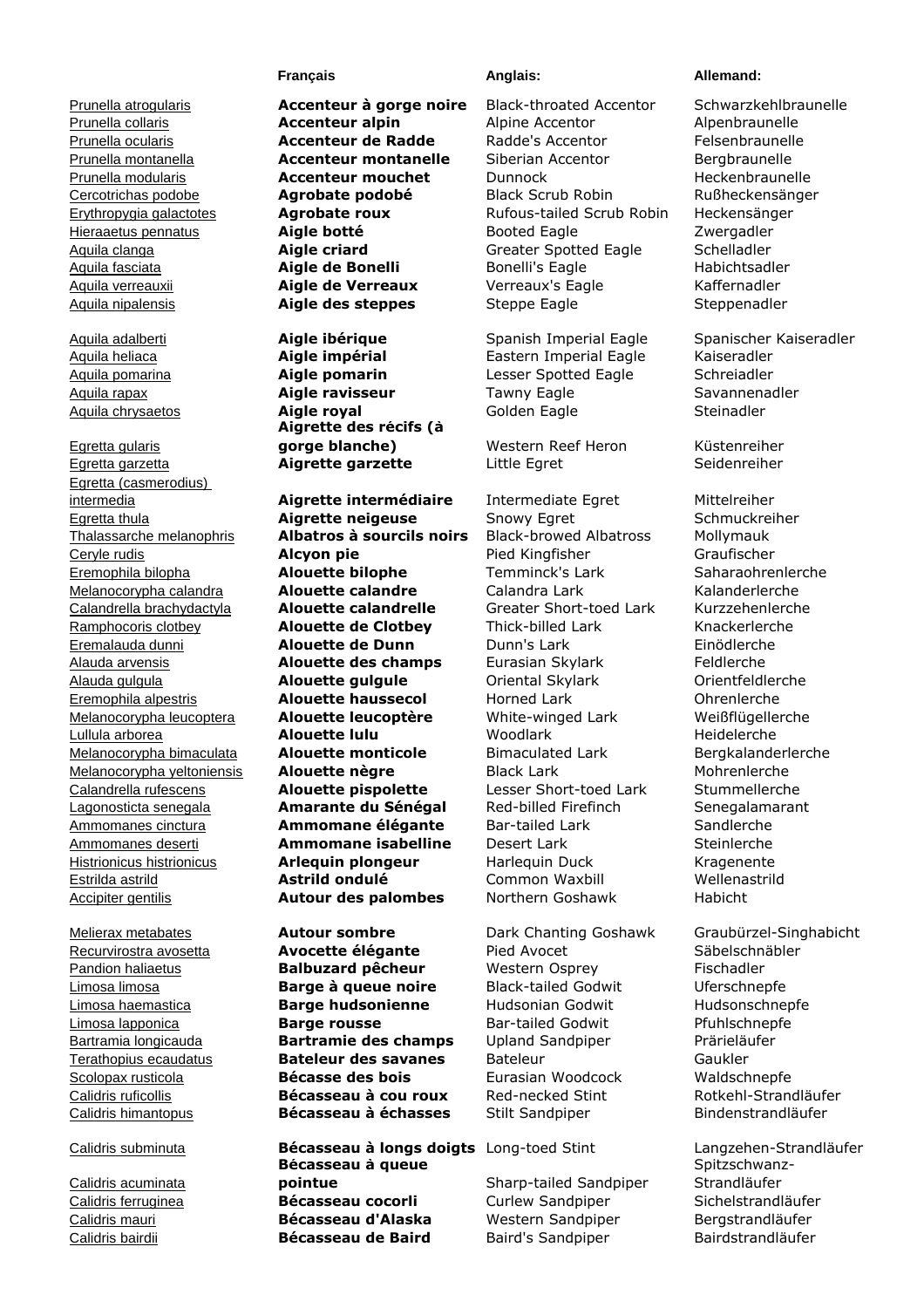| | Français | Anglais: | Allemand: |
|---|---|---|---|
| Prunella atrogularis | **Accenteur à gorge noire** | Black-throated Accentor | Schwarzkehlbraunelle |
| Prunella collaris | **Accenteur alpin** | Alpine Accentor | Alpenbraunelle |
| Prunella ocularis | **Accenteur de Radde** | Radde's Accentor | Felsenbraunelle |
| Prunella montanella | **Accenteur montanelle** | Siberian Accentor | Bergbraunelle |
| Prunella modularis | **Accenteur mouchet** | Dunnock | Heckenbraunelle |
| Cercotrichas podobe | **Agrobate podobé** | Black Scrub Robin | Rußheckensänger |
| Erythropygia galactotes | **Agrobate roux** | Rufous-tailed Scrub Robin | Heckensänger |
| Hieraaetus pennatus | **Aigle botté** | Booted Eagle | Zwergadler |
| Aquila clanga | **Aigle criard** | Greater Spotted Eagle | Schelladler |
| Aquila fasciata | **Aigle de Bonelli** | Bonelli's Eagle | Habichtsadler |
| Aquila verreauxii | **Aigle de Verreaux** | Verreaux's Eagle | Kaffernadler |
| Aquila nipalensis | **Aigle des steppes** | Steppe Eagle | Steppenadler |
| Aquila adalberti | **Aigle ibérique** | Spanish Imperial Eagle | Spanischer Kaiseradler |
| Aquila heliaca | **Aigle impérial** | Eastern Imperial Eagle | Kaiseradler |
| Aquila pomarina | **Aigle pomarin** | Lesser Spotted Eagle | Schreiadler |
| Aquila rapax | **Aigle ravisseur** | Tawny Eagle | Savannenadler |
| Aquila chrysaetos | **Aigle royal** | Golden Eagle | Steinadler |
| Egretta gularis | **Aigrette des récifs (à gorge blanche)** | Western Reef Heron | Küstenreiher |
| Egretta garzetta | **Aigrette garzette** | Little Egret | Seidenreiher |
| Egretta (casmerodius) intermedia | **Aigrette intermédiaire** | Intermediate Egret | Mittelreiher |
| Egretta thula | **Aigrette neigeuse** | Snowy Egret | Schmuckreiher |
| Thalassarche melanophris | **Albatros à sourcils noirs** | Black-browed Albatross | Mollymauk |
| Ceryle rudis | **Alcyon pie** | Pied Kingfisher | Graufischer |
| Eremophila bilopha | **Alouette bilophe** | Temminck's Lark | Saharaohrenlerche |
| Melanocorypha calandra | **Alouette calandre** | Calandra Lark | Kalanderlerche |
| Calandrella brachydactyla | **Alouette calandrelle** | Greater Short-toed Lark | Kurzzehenlerche |
| Ramphocoris clotbey | **Alouette de Clotbey** | Thick-billed Lark | Knackerlerche |
| Eremalauda dunni | **Alouette de Dunn** | Dunn's Lark | Einödlerche |
| Alauda arvensis | **Alouette des champs** | Eurasian Skylark | Feldlerche |
| Alauda gulgula | **Alouette gulgule** | Oriental Skylark | Orientfeldlerche |
| Eremophila alpestris | **Alouette haussecol** | Horned Lark | Ohrenlerche |
| Melanocorypha leucoptera | **Alouette leucoptère** | White-winged Lark | Weißflügellerche |
| Lullula arborea | **Alouette lulu** | Woodlark | Heidelerche |
| Melanocorypha bimaculata | **Alouette monticole** | Bimaculated Lark | Bergkalanderlerche |
| Melanocorypha yeltoniensis | **Alouette nègre** | Black Lark | Mohrenlerche |
| Calandrella rufescens | **Alouette pispolette** | Lesser Short-toed Lark | Stummellerche |
| Lagonosticta senegala | **Amarante du Sénégal** | Red-billed Firefinch | Senegalamarant |
| Ammomanes cinctura | **Ammomane élégante** | Bar-tailed Lark | Sandlerche |
| Ammomanes deserti | **Ammomane isabelline** | Desert Lark | Steinlerche |
| Histrionicus histrionicus | **Arlequin plongeur** | Harlequin Duck | Kragenente |
| Estrilda astrild | **Astrild ondulé** | Common Waxbill | Wellenastrild |
| Accipiter gentilis | **Autour des palombes** | Northern Goshawk | Habicht |
| Melierax metabates | **Autour sombre** | Dark Chanting Goshawk | Graubürzel-Singhabicht |
| Recurvirostra avosetta | **Avocette élégante** | Pied Avocet | Säbelschnäbler |
| Pandion haliaetus | **Balbuzard pêcheur** | Western Osprey | Fischadler |
| Limosa limosa | **Barge à queue noire** | Black-tailed Godwit | Uferschnepfe |
| Limosa haemastica | **Barge hudsonienne** | Hudsonian Godwit | Hudsonschnepfe |
| Limosa lapponica | **Barge rousse** | Bar-tailed Godwit | Pfuhlschnepfe |
| Bartramia longicauda | **Bartramie des champs** | Upland Sandpiper | Prärieläufer |
| Terathopius ecaudatus | **Bateleur des savanes** | Bateleur | Gaukler |
| Scolopax rusticola | **Bécasse des bois** | Eurasian Woodcock | Waldschnepfe |
| Calidris ruficollis | **Bécasseau à cou roux** | Red-necked Stint | Rotkehl-Strandläufer |
| Calidris himantopus | **Bécasseau à échasses** | Stilt Sandpiper | Bindenstrandläufer |
| Calidris subminuta | **Bécasseau à longs doigts** | Long-toed Stint | Langzehen-Strandläufer |
| Calidris acuminata | **Bécasseau à queue pointue** | Sharp-tailed Sandpiper | Spitzschwanz-Strandläufer |
| Calidris ferruginea | **Bécasseau cocorli** | Curlew Sandpiper | Sichelstrandläufer |
| Calidris mauri | **Bécasseau d'Alaska** | Western Sandpiper | Bergstrandläufer |
| Calidris bairdii | **Bécasseau de Baird** | Baird's Sandpiper | Bairdstrandläufer |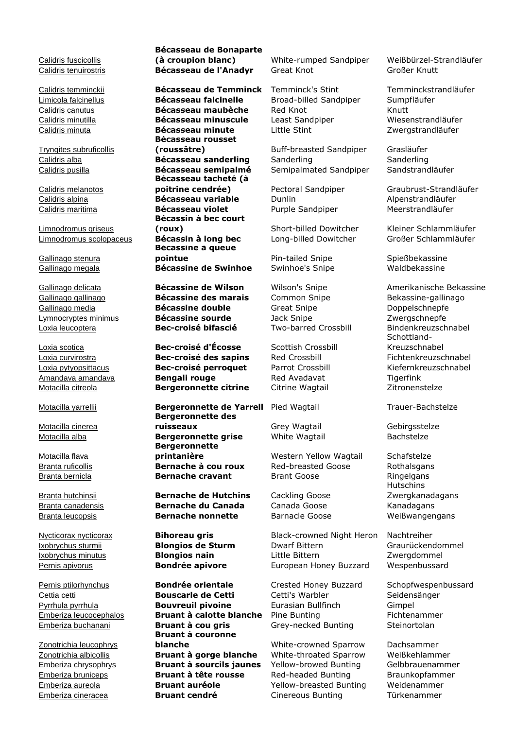| | | | |
|---|---|---|---|
| Calidris fuscicollis | **Bécasseau de Bonaparte (à croupion blanc)** | White-rumped Sandpiper | Weißbürzel-Strandläufer |
| Calidris tenuirostris | **Bécasseau de l'Anadyr** | Great Knot | Großer Knutt |
| Calidris temminckii | **Bécasseau de Temminck** | Temminck's Stint | Temminckstrandläufer |
| Limicola falcinellus | **Bécasseau falcinelle** | Broad-billed Sandpiper | Sumpfläufer |
| Calidris canutus | **Bécasseau maubèche** | Red Knot | Knutt |
| Calidris minutilla | **Bécasseau minuscule** | Least Sandpiper | Wiesenstrandläufer |
| Calidris minuta | **Bécasseau minute** | Little Stint | Zwergstrandläufer |
| Tryngites subruficollis | **Bécasseau rousset (roussâtre)** | Buff-breasted Sandpiper | Grasläufer |
| Calidris alba | **Bécasseau sanderling** | Sanderling | Sanderling |
| Calidris pusilla | **Bécasseau semipalmé** | Semipalmated Sandpiper | Sandstrandläufer |
| Calidris melanotos | **Bécasseau tacheté (à poitrine cendrée)** | Pectoral Sandpiper | Graubrust-Strandläufer |
| Calidris alpina | **Bécasseau variable** | Dunlin | Alpenstrandläufer |
| Calidris maritima | **Bécasseau violet** | Purple Sandpiper | Meerstrandläufer |
| Limnodromus griseus | **Bécassin à bec court (roux)** | Short-billed Dowitcher | Kleiner Schlammläufer |
| Limnodromus scolopaceus | **Bécassin à long bec** | Long-billed Dowitcher | Großer Schlammläufer |
| Gallinago stenura | **Bécassine à queue pointue** | Pin-tailed Snipe | Spießbekassine |
| Gallinago megala | **Bécassine de Swinhoe** | Swinhoe's Snipe | Waldbekassine |
| Gallinago delicata | **Bécassine de Wilson** | Wilson's Snipe | Amerikanische Bekassine |
| Gallinago gallinago | **Bécassine des marais** | Common Snipe | Bekassine-gallinago |
| Gallinago media | **Bécassine double** | Great Snipe | Doppelschnepfe |
| Lymnocryptes minimus | **Bécassine sourde** | Jack Snipe | Zwergschnepfe |
| Loxia leucoptera | **Bec-croisé bifascié** | Two-barred Crossbill | Bindenkreuzschnabel |
| Loxia scotica | **Bec-croisé d'Écosse** | Scottish Crossbill | Schottland-Kreuzschnabel |
| Loxia curvirostra | **Bec-croisé des sapins** | Red Crossbill | Fichtenkreuzschnabel |
| Loxia pytyopsittacus | **Bec-croisé perroquet** | Parrot Crossbill | Kiefernkreuzschnabel |
| Amandava amandava | **Bengali rouge** | Red Avadavat | Tigerfink |
| Motacilla citreola | **Bergeronnette citrine** | Citrine Wagtail | Zitronenstelze |
| Motacilla yarrellii | **Bergeronnette de Yarrell** | Pied Wagtail | Trauer-Bachstelze |
| Motacilla cinerea | **Bergeronnette des ruisseaux** | Grey Wagtail | Gebirgsstelze |
| Motacilla alba | **Bergeronnette grise** | White Wagtail | Bachstelze |
| Motacilla flava | **Bergeronnette printanière** | Western Yellow Wagtail | Schafstelze |
| Branta ruficollis | **Bernache à cou roux** | Red-breasted Goose | Rothalsgans |
| Branta bernicla | **Bernache cravant** | Brant Goose | Ringelgans |
| Branta hutchinsii | **Bernache de Hutchins** | Cackling Goose | Hutschins Zwergkanadagans |
| Branta canadensis | **Bernache du Canada** | Canada Goose | Kanadagans |
| Branta leucopsis | **Bernache nonnette** | Barnacle Goose | Weißwangengans |
| Nycticorax nycticorax | **Bihoreau gris** | Black-crowned Night Heron | Nachtreiher |
| Ixobrychus sturmii | **Blongios de Sturm** | Dwarf Bittern | Graurückendommel |
| Ixobrychus minutus | **Blongios nain** | Little Bittern | Zwergdommel |
| Pernis apivorus | **Bondrée apivore** | European Honey Buzzard | Wespenbussard |
| Pernis ptilorhynchus | **Bondrée orientale** | Crested Honey Buzzard | Schopfwespenbussard |
| Cettia cetti | **Bouscarle de Cetti** | Cetti's Warbler | Seidensänger |
| Pyrrhula pyrrhula | **Bouvreuil pivoine** | Eurasian Bullfinch | Gimpel |
| Emberiza leucocephalos | **Bruant à calotte blanche** | Pine Bunting | Fichtenammer |
| Emberiza buchanani | **Bruant à cou gris** | Grey-necked Bunting | Steinortolan |
| Zonotrichia leucophrys | **Bruant à couronne blanche** | White-crowned Sparrow | Dachsammer |
| Zonotrichia albicollis | **Bruant à gorge blanche** | White-throated Sparrow | Weißkehlammer |
| Emberiza chrysophrys | **Bruant à sourcils jaunes** | Yellow-browed Bunting | Gelbbrauenammer |
| Emberiza bruniceps | **Bruant à tête rousse** | Red-headed Bunting | Braunkopfammer |
| Emberiza aureola | **Bruant auréole** | Yellow-breasted Bunting | Weidenammer |
| Emberiza cineracea | **Bruant cendré** | Cinereous Bunting | Türkenammer |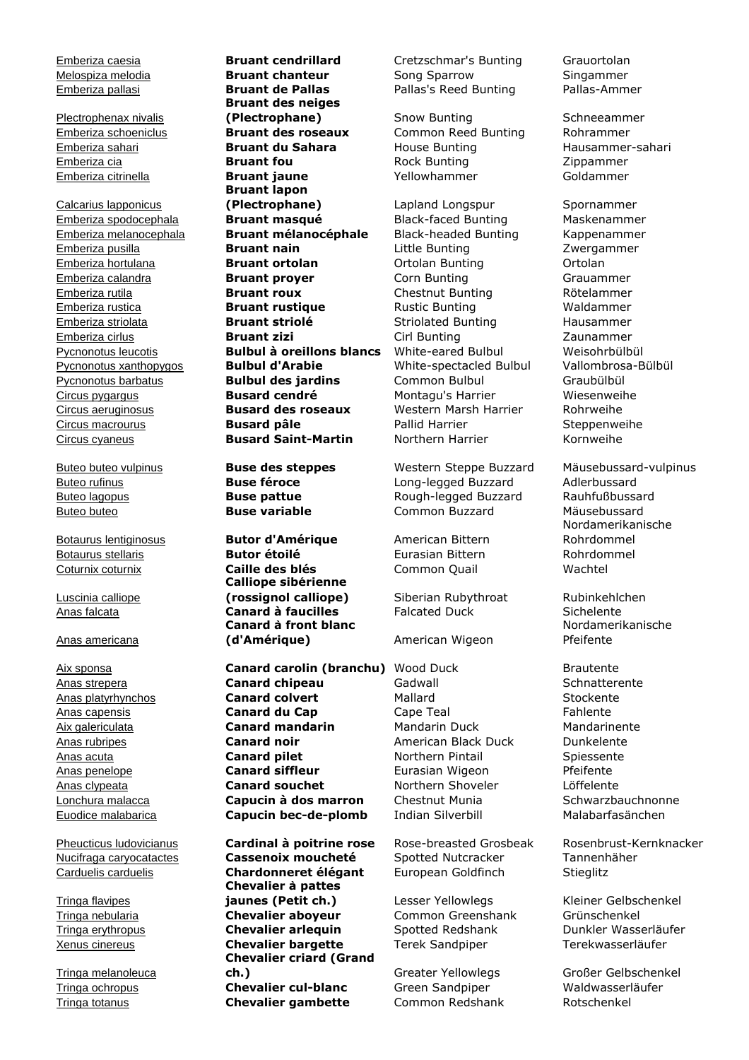| | | | |
|---|---|---|---|
| Emberiza caesia | **Bruant cendrillard** | Cretzschmar's Bunting | Grauortolan |
| Melospiza melodia | **Bruant chanteur** | Song Sparrow | Singammer |
| Emberiza pallasi | **Bruant de Pallas** | Pallas's Reed Bunting | Pallas-Ammer |
| Plectrophenax nivalis | **Bruant des neiges (Plectrophane)** | Snow Bunting | Schneeammer |
| Emberiza schoeniclus | **Bruant des roseaux** | Common Reed Bunting | Rohrammer |
| Emberiza sahari | **Bruant du Sahara** | House Bunting | Hausammer-sahari |
| Emberiza cia | **Bruant fou** | Rock Bunting | Zippammer |
| Emberiza citrinella | **Bruant jaune** | Yellowhammer | Goldammer |
| Calcarius lapponicus | **Bruant lapon (Plectrophane)** | Lapland Longspur | Spornammer |
| Emberiza spodocephala | **Bruant masqué** | Black-faced Bunting | Maskenammer |
| Emberiza melanocephala | **Bruant mélanocéphale** | Black-headed Bunting | Kappenammer |
| Emberiza pusilla | **Bruant nain** | Little Bunting | Zwergammer |
| Emberiza hortulana | **Bruant ortolan** | Ortolan Bunting | Ortolan |
| Emberiza calandra | **Bruant proyer** | Corn Bunting | Grauammer |
| Emberiza rutila | **Bruant roux** | Chestnut Bunting | Rötelammer |
| Emberiza rustica | **Bruant rustique** | Rustic Bunting | Waldammer |
| Emberiza striolata | **Bruant striolé** | Striolated Bunting | Hausammer |
| Emberiza cirlus | **Bruant zizi** | Cirl Bunting | Zaunammer |
| Pycnonotus leucotis | **Bulbul à oreillons blancs** | White-eared Bulbul | Weisohrbülbül |
| Pycnonotus xanthopygos | **Bulbul d'Arabie** | White-spectacled Bulbul | Vallombrosa-Bülbül |
| Pycnonotus barbatus | **Bulbul des jardins** | Common Bulbul | Graubülbül |
| Circus pygargus | **Busard cendré** | Montagu's Harrier | Wiesenweihe |
| Circus aeruginosus | **Busard des roseaux** | Western Marsh Harrier | Rohrweihe |
| Circus macrourus | **Busard pâle** | Pallid Harrier | Steppenweihe |
| Circus cyaneus | **Busard Saint-Martin** | Northern Harrier | Kornweihe |
| Buteo buteo vulpinus | **Buse des steppes** | Western Steppe Buzzard | Mäusebussard-vulpinus |
| Buteo rufinus | **Buse féroce** | Long-legged Buzzard | Adlerbussard |
| Buteo lagopus | **Buse pattue** | Rough-legged Buzzard | Rauhfußbussard |
| Buteo buteo | **Buse variable** | Common Buzzard | Mäusebussard |
| Botaurus lentiginosus | **Butor d'Amérique** | American Bittern | Nordamerikanische Rohrdommel |
| Botaurus stellaris | **Butor étoilé** | Eurasian Bittern | Rohrdommel |
| Coturnix coturnix | **Caille des blés** | Common Quail | Wachtel |
| Luscinia calliope | **Calliope sibérienne (rossignol calliope)** | Siberian Rubythroat | Rubinkehlchen |
| Anas falcata | **Canard à faucilles** | Falcated Duck | Sichelente |
| Anas americana | **Canard à front blanc (d'Amérique)** | American Wigeon | Nordamerikanische Pfeifente |
| Aix sponsa | **Canard carolin (branchu)** | Wood Duck | Brautente |
| Anas strepera | **Canard chipeau** | Gadwall | Schnatterente |
| Anas platyrhynchos | **Canard colvert** | Mallard | Stockente |
| Anas capensis | **Canard du Cap** | Cape Teal | Fahlente |
| Aix galericulata | **Canard mandarin** | Mandarin Duck | Mandarinente |
| Anas rubripes | **Canard noir** | American Black Duck | Dunkelente |
| Anas acuta | **Canard pilet** | Northern Pintail | Spiessente |
| Anas penelope | **Canard siffleur** | Eurasian Wigeon | Pfeifente |
| Anas clypeata | **Canard souchet** | Northern Shoveler | Löffelente |
| Lonchura malacca | **Capucin à dos marron** | Chestnut Munia | Schwarzbauchnonne |
| Euodice malabarica | **Capucin bec-de-plomb** | Indian Silverbill | Malabarfasänchen |
| Pheucticus ludovicianus | **Cardinal à poitrine rose** | Rose-breasted Grosbeak | Rosenbrust-Kernknacker |
| Nucifraga caryocatactes | **Cassenoix moucheté** | Spotted Nutcracker | Tannenhäher |
| Carduelis carduelis | **Chardonneret élégant** | European Goldfinch | Stieglitz |
| Tringa flavipes | **Chevalier à pattes jaunes (Petit ch.)** | Lesser Yellowlegs | Kleiner Gelbschenkel |
| Tringa nebularia | **Chevalier aboyeur** | Common Greenshank | Grünschenkel |
| Tringa erythropus | **Chevalier arlequin** | Spotted Redshank | Dunkler Wasserläufer |
| Xenus cinereus | **Chevalier bargette** | Terek Sandpiper | Terekwasserläufer |
| Tringa melanoleuca | **Chevalier criard (Grand ch.)** | Greater Yellowlegs | Großer Gelbschenkel |
| Tringa ochropus | **Chevalier cul-blanc** | Green Sandpiper | Waldwasserläufer |
| Tringa totanus | **Chevalier gambette** | Common Redshank | Rotschenkel |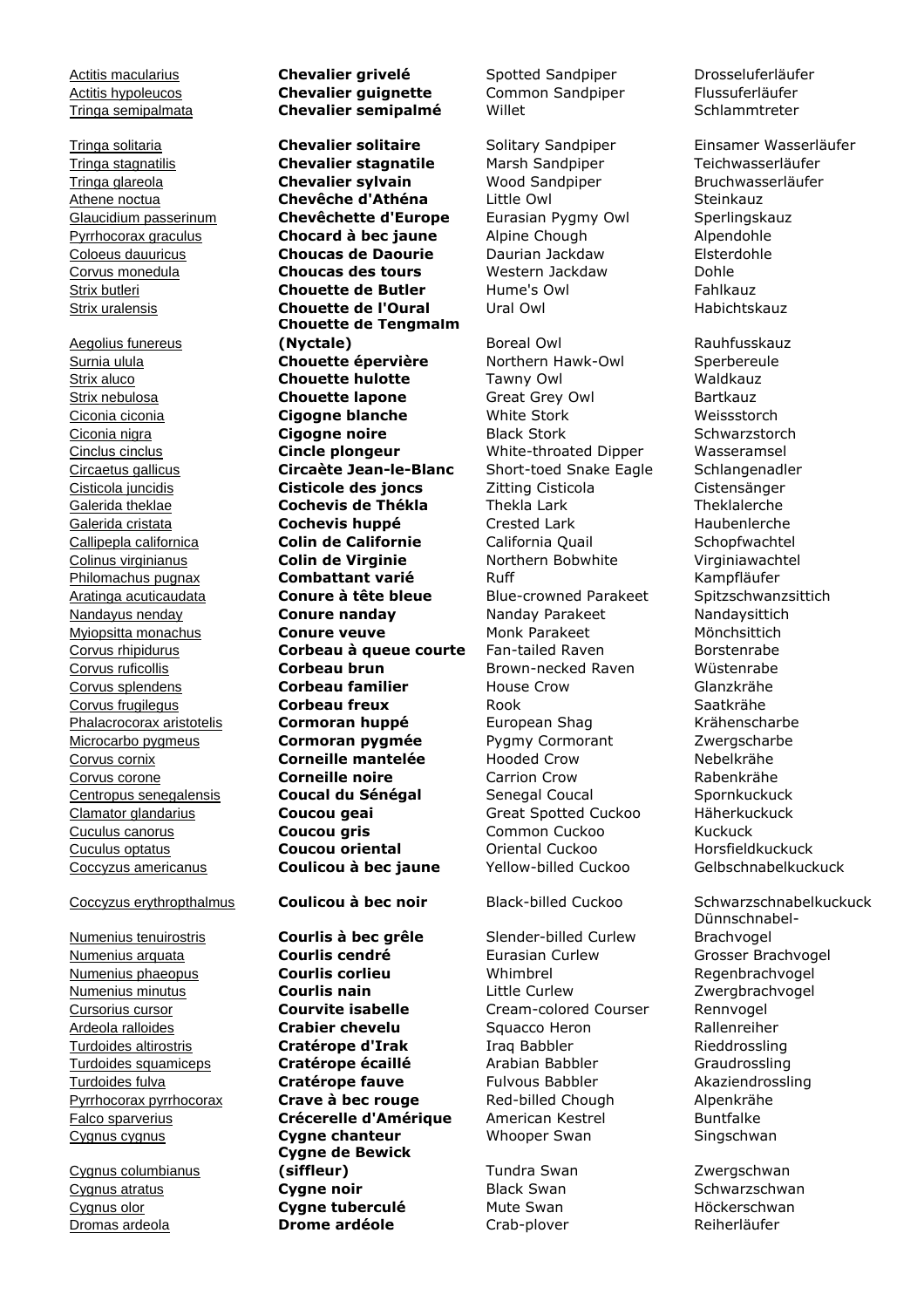| | | | |
|---|---|---|---|
| Actitis macularius | **Chevalier grivelé** | Spotted Sandpiper | Drosseluferläufer |
| Actitis hypoleucos | **Chevalier guignette** | Common Sandpiper | Flussuferläufer |
| Tringa semipalmata | **Chevalier semipalmé** | Willet | Schlammtreter |
| Tringa solitaria | **Chevalier solitaire** | Solitary Sandpiper | Einsamer Wasserläufer |
| Tringa stagnatilis | **Chevalier stagnatile** | Marsh Sandpiper | Teichwasserläufer |
| Tringa glareola | **Chevalier sylvain** | Wood Sandpiper | Bruchwasserläufer |
| Athene noctua | **Chevêche d'Athéna** | Little Owl | Steinkauz |
| Glaucidium passerinum | **Chevêchette d'Europe** | Eurasian Pygmy Owl | Sperlingskauz |
| Pyrrhocorax graculus | **Chocard à bec jaune** | Alpine Chough | Alpendohle |
| Coloeus dauuricus | **Choucas de Daourie** | Daurian Jackdaw | Elsterdohle |
| Corvus monedula | **Choucas des tours** | Western Jackdaw | Dohle |
| Strix butleri | **Chouette de Butler** | Hume's Owl | Fahlkauz |
| Strix uralensis | **Chouette de l'Oural** | Ural Owl | Habichtskauz |
| Aegolius funereus | **Chouette de Tengmalm (Nyctale)** | Boreal Owl | Rauhfusskauz |
| Surnia ulula | **Chouette épervière** | Northern Hawk-Owl | Sperbereule |
| Strix aluco | **Chouette hulotte** | Tawny Owl | Waldkauz |
| Strix nebulosa | **Chouette lapone** | Great Grey Owl | Bartkauz |
| Ciconia ciconia | **Cigogne blanche** | White Stork | Weissstorch |
| Ciconia nigra | **Cigogne noire** | Black Stork | Schwarzstorch |
| Cinclus cinclus | **Cincle plongeur** | White-throated Dipper | Wasseramsel |
| Circaetus gallicus | **Circaète Jean-le-Blanc** | Short-toed Snake Eagle | Schlangenadler |
| Cisticola juncidis | **Cisticole des joncs** | Zitting Cisticola | Cistensänger |
| Galerida theklae | **Cochevis de Thékla** | Thekla Lark | Theklalerche |
| Galerida cristata | **Cochevis huppé** | Crested Lark | Haubenlerche |
| Callipepla californica | **Colin de Californie** | California Quail | Schopfwachtel |
| Colinus virginianus | **Colin de Virginie** | Northern Bobwhite | Virginiawachtel |
| Philomachus pugnax | **Combattant varié** | Ruff | Kampfläufer |
| Aratinga acuticaudata | **Conure à tête bleue** | Blue-crowned Parakeet | Spitzschwanzsittich |
| Nandayus nenday | **Conure nanday** | Nanday Parakeet | Nandaysittich |
| Myiopsitta monachus | **Conure veuve** | Monk Parakeet | Mönchsittich |
| Corvus rhipidurus | **Corbeau à queue courte** | Fan-tailed Raven | Borstenrabe |
| Corvus ruficollis | **Corbeau brun** | Brown-necked Raven | Wüstenrabe |
| Corvus splendens | **Corbeau familier** | House Crow | Glanzkrähe |
| Corvus frugilegus | **Corbeau freux** | Rook | Saatkrähe |
| Phalacrocorax aristotelis | **Cormoran huppé** | European Shag | Krähenscharbe |
| Microcarbo pygmeus | **Cormoran pygmée** | Pygmy Cormorant | Zwergscharbe |
| Corvus cornix | **Corneille mantelée** | Hooded Crow | Nebelkrähe |
| Corvus corone | **Corneille noire** | Carrion Crow | Rabenkrähe |
| Centropus senegalensis | **Coucal du Sénégal** | Senegal Coucal | Spornkuckuck |
| Clamator glandarius | **Coucou geai** | Great Spotted Cuckoo | Häherkuckuck |
| Cuculus canorus | **Coucou gris** | Common Cuckoo | Kuckuck |
| Cuculus optatus | **Coucou oriental** | Oriental Cuckoo | Horsfieldkuckuck |
| Coccyzus americanus | **Coulicou à bec jaune** | Yellow-billed Cuckoo | Gelbschnabelkuckuck |
| Coccyzus erythropthalmus | **Coulicou à bec noir** | Black-billed Cuckoo | Schwarzschnabelkuckuck |
| Numenius tenuirostris | **Courlis à bec grêle** | Slender-billed Curlew | Dünnschnabel-Brachvogel |
| Numenius arquata | **Courlis cendré** | Eurasian Curlew | Grosser Brachvogel |
| Numenius phaeopus | **Courlis corlieu** | Whimbrel | Regenbrachvogel |
| Numenius minutus | **Courlis nain** | Little Curlew | Zwergbrachvogel |
| Cursorius cursor | **Courvite isabelle** | Cream-colored Courser | Rennvogel |
| Ardeola ralloides | **Crabier chevelu** | Squacco Heron | Rallenreiher |
| Turdoides altirostris | **Cratérope d'Irak** | Iraq Babbler | Rieddrossling |
| Turdoides squamiceps | **Cratérope écaillé** | Arabian Babbler | Graudrossling |
| Turdoides fulva | **Cratérope fauve** | Fulvous Babbler | Akaziendrossling |
| Pyrrhocorax pyrrhocorax | **Crave à bec rouge** | Red-billed Chough | Alpenkrähe |
| Falco sparverius | **Crécerelle d'Amérique** | American Kestrel | Buntfalke |
| Cygnus cygnus | **Cygne chanteur** | Whooper Swan | Singschwan |
| Cygnus columbianus | **Cygne de Bewick (siffleur)** | Tundra Swan | Zwergschwan |
| Cygnus atratus | **Cygne noir** | Black Swan | Schwarzschwan |
| Cygnus olor | **Cygne tuberculé** | Mute Swan | Höckerschwan |
| Dromas ardeola | **Drome ardéole** | Crab-plover | Reiherläufer |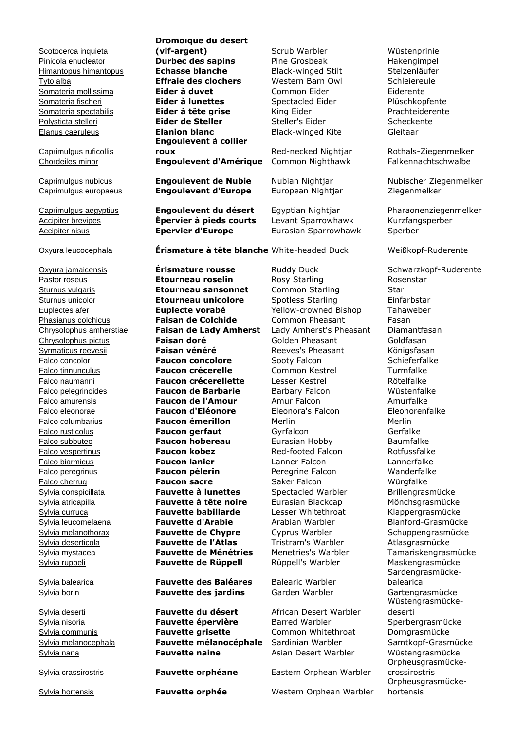| | | | |
|---|---|---|---|
| Scotocerca inquieta | **Dromoïque du désert (vif-argent)** | Scrub Warbler | Wüstenprinie |
| Pinicola enucleator | **Durbec des sapins** | Pine Grosbeak | Hakengimpel |
| Himantopus himantopus | **Echasse blanche** | Black-winged Stilt | Stelzenläufer |
| Tyto alba | **Effraie des clochers** | Western Barn Owl | Schleiereule |
| Somateria mollissima | **Eider à duvet** | Common Eider | Eiderente |
| Somateria fischeri | **Eider à lunettes** | Spectacled Eider | Plüschkopfente |
| Somateria spectabilis | **Eider à tête grise** | King Eider | Prachteiderente |
| Polysticta stelleri | **Eider de Steller** | Steller's Eider | Scheckente |
| Elanus caeruleus | **Élanion blanc** | Black-winged Kite | Gleitaar |
| Caprimulgus ruficollis | **Engoulevent à collier roux** | Red-necked Nightjar | Rothals-Ziegenmelker |
| Chordeiles minor | **Engoulevent d'Amérique** | Common Nighthawk | Falkennachtschwalbe |
| Caprimulgus nubicus | **Engoulevent de Nubie** | Nubian Nightjar | Nubischer Ziegenmelker |
| Caprimulgus europaeus | **Engoulevent d'Europe** | European Nightjar | Ziegenmelker |
| Caprimulgus aegyptius | **Engoulevent du désert** | Egyptian Nightjar | Pharaonenziegenmelker |
| Accipiter brevipes | **Épervier à pieds courts** | Levant Sparrowhawk | Kurzfangsperber |
| Accipiter nisus | **Épervier d'Europe** | Eurasian Sparrowhawk | Sperber |
| Oxyura leucocephala | **Érismature à tête blanche** | White-headed Duck | Weißkopf-Ruderente |
| Oxyura jamaicensis | **Érismature rousse** | Ruddy Duck | Schwarzkopf-Ruderente |
| Pastor roseus | **Etourneau roselin** | Rosy Starling | Rosenstar |
| Sturnus vulgaris | **Étourneau sansonnet** | Common Starling | Star |
| Sturnus unicolor | **Étourneau unicolore** | Spotless Starling | Einfarbstar |
| Euplectes afer | **Euplecte vorabé** | Yellow-crowned Bishop | Tahaweber |
| Phasianus colchicus | **Faisan de Colchide** | Common Pheasant | Fasan |
| Chrysolophus amherstiae | **Faisan de Lady Amherst** | Lady Amherst's Pheasant | Diamantfasan |
| Chrysolophus pictus | **Faisan doré** | Golden Pheasant | Goldfasan |
| Syrmaticus reevesii | **Faisan vénéré** | Reeves's Pheasant | Königsfasan |
| Falco concolor | **Faucon concolore** | Sooty Falcon | Schieferfalke |
| Falco tinnunculus | **Faucon crécerelle** | Common Kestrel | Turmfalke |
| Falco naumanni | **Faucon crécerellette** | Lesser Kestrel | Rötelfalke |
| Falco pelegrinoides | **Faucon de Barbarie** | Barbary Falcon | Wüstenfalke |
| Falco amurensis | **Faucon de l'Amour** | Amur Falcon | Amurfalke |
| Falco eleonorae | **Faucon d'Éléonore** | Eleonora's Falcon | Eleonorenfalke |
| Falco columbarius | **Faucon émerillon** | Merlin | Merlin |
| Falco rusticolus | **Faucon gerfaut** | Gyrfalcon | Gerfalke |
| Falco subbuteo | **Faucon hobereau** | Eurasian Hobby | Baumfalke |
| Falco vespertinus | **Faucon kobez** | Red-footed Falcon | Rotfussfalke |
| Falco biarmicus | **Faucon lanier** | Lanner Falcon | Lannerfalke |
| Falco peregrinus | **Faucon pèlerin** | Peregrine Falcon | Wanderfalke |
| Falco cherrug | **Faucon sacre** | Saker Falcon | Würgfalke |
| Sylvia conspicillata | **Fauvette à lunettes** | Spectacled Warbler | Brillengrasmücke |
| Sylvia atricapilla | **Fauvette à tête noire** | Eurasian Blackcap | Mönchsgrasmücke |
| Sylvia curruca | **Fauvette babillarde** | Lesser Whitethroat | Klappergrasmücke |
| Sylvia leucomelaena | **Fauvette d'Arabie** | Arabian Warbler | Blanford-Grasmücke |
| Sylvia melanothorax | **Fauvette de Chypre** | Cyprus Warbler | Schuppengrasmücke |
| Sylvia deserticola | **Fauvette de l'Atlas** | Tristram's Warbler | Atlasgrasmücke |
| Sylvia mystacea | **Fauvette de Ménétries** | Menetries's Warbler | Tamariskengrasmücke |
| Sylvia ruppeli | **Fauvette de Rüppell** | Rüppell's Warbler | Maskengrasmücke |
| Sylvia balearica | **Fauvette des Baléares** | Balearic Warbler | Sardengrasmücke-balearica |
| Sylvia borin | **Fauvette des jardins** | Garden Warbler | Gartengrasmücke |
| Sylvia deserti | **Fauvette du désert** | African Desert Warbler | Wüstengrasmücke-deserti |
| Sylvia nisoria | **Fauvette épervière** | Barred Warbler | Sperbergrasmücke |
| Sylvia communis | **Fauvette grisette** | Common Whitethroat | Dorngrasmücke |
| Sylvia melanocephala | **Fauvette mélanocéphale** | Sardinian Warbler | Samtkopf-Grasmücke |
| Sylvia nana | **Fauvette naine** | Asian Desert Warbler | Wüstengrasmücke |
| Sylvia crassirostris | **Fauvette orphéane** | Eastern Orphean Warbler | Orpheusgrasmücke-crossirostris |
| Sylvia hortensis | **Fauvette orphée** | Western Orphean Warbler | Orpheusgrasmücke-hortensis |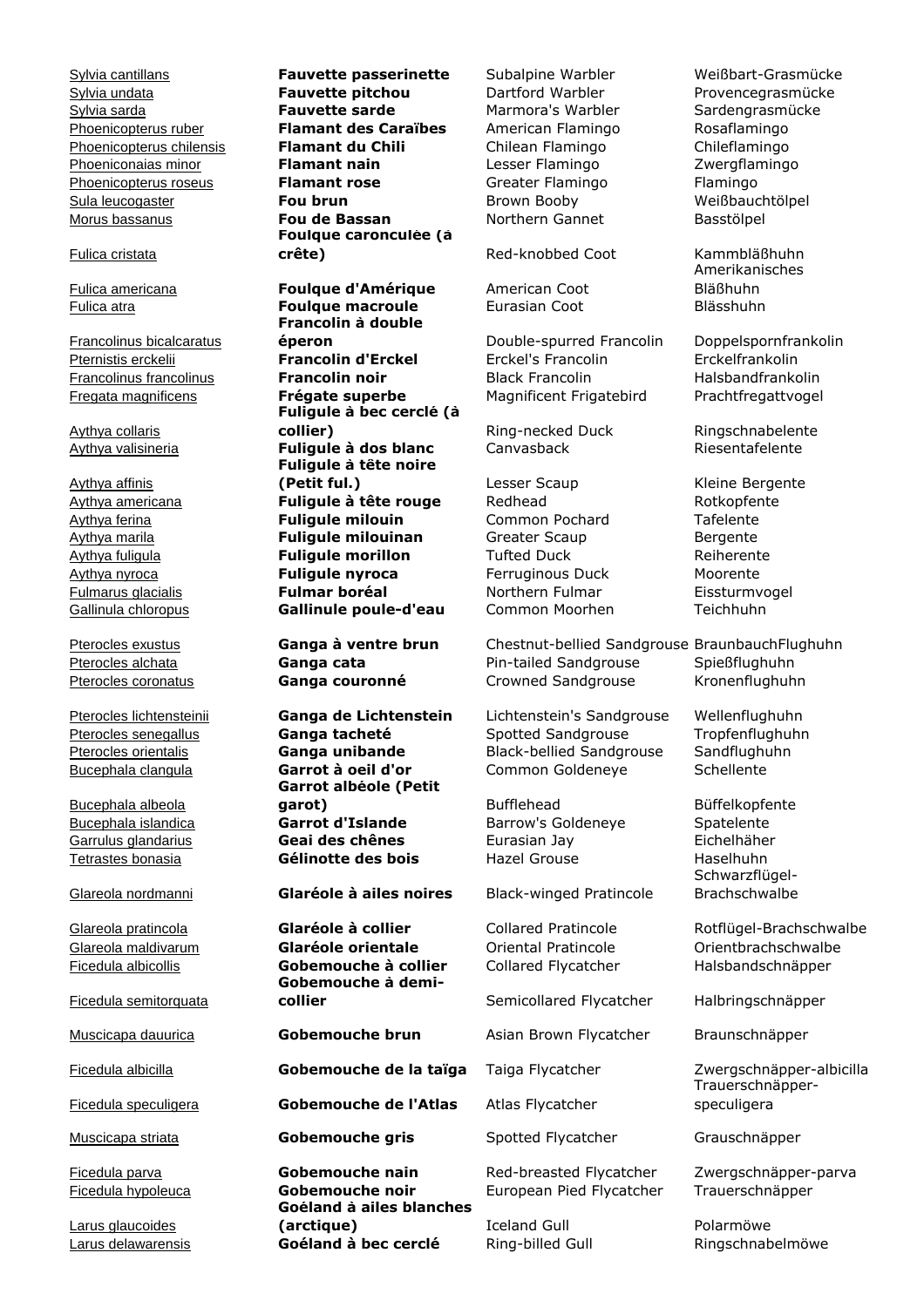| | | | |
|---|---|---|---|
| Sylvia cantillans | **Fauvette passerinette** | Subalpine Warbler | Weißbart-Grasmücke |
| Sylvia undata | **Fauvette pitchou** | Dartford Warbler | Provencegrasmücke |
| Sylvia sarda | **Fauvette sarde** | Marmora's Warbler | Sardengrasmücke |
| Phoenicopterus ruber | **Flamant des Caraïbes** | American Flamingo | Rosaflamingo |
| Phoenicopterus chilensis | **Flamant du Chili** | Chilean Flamingo | Chileflamingo |
| Phoeniconaias minor | **Flamant nain** | Lesser Flamingo | Zwergflamingo |
| Phoenicopterus roseus | **Flamant rose** | Greater Flamingo | Flamingo |
| Sula leucogaster | **Fou brun** | Brown Booby | Weißbauchtölpel |
| Morus bassanus | **Fou de Bassan** | Northern Gannet | Basstölpel |
| Fulica cristata | **Foulque caronculée (à crête)** | Red-knobbed Coot | Kammbläßhuhn |
| Fulica americana | **Foulque d'Amérique** | American Coot | Amerikanisches Bläßhuhn |
| Fulica atra | **Foulque macroule** | Eurasian Coot | Blässhuhn |
| Francolinus bicalcaratus | **Francolin à double éperon** | Double-spurred Francolin | Doppelspornfrankolin |
| Pternistis erckelii | **Francolin d'Erckel** | Erckel's Francolin | Erckelfrankolin |
| Francolinus francolinus | **Francolin noir** | Black Francolin | Halsbandfrankolin |
| Fregata magnificens | **Frégate superbe** | Magnificent Frigatebird | Prachtfregattvogel |
| Aythya collaris | **Fuligule à bec cerclé (à collier)** | Ring-necked Duck | Ringschnabelente |
| Aythya valisineria | **Fuligule à dos blanc** | Canvasback | Riesentafelente |
| Aythya affinis | **Fuligule à tête noire (Petit ful.)** | Lesser Scaup | Kleine Bergente |
| Aythya americana | **Fuligule à tête rouge** | Redhead | Rotkopfente |
| Aythya ferina | **Fuligule milouin** | Common Pochard | Tafelente |
| Aythya marila | **Fuligule milouinan** | Greater Scaup | Bergente |
| Aythya fuligula | **Fuligule morillon** | Tufted Duck | Reiherente |
| Aythya nyroca | **Fuligule nyroca** | Ferruginous Duck | Moorente |
| Fulmarus glacialis | **Fulmar boréal** | Northern Fulmar | Eissturmvogel |
| Gallinula chloropus | **Gallinule poule-d'eau** | Common Moorhen | Teichhuhn |
| Pterocles exustus | **Ganga à ventre brun** | Chestnut-bellied Sandgrouse | BraunbauchFlughuhn |
| Pterocles alchata | **Ganga cata** | Pin-tailed Sandgrouse | Spießflughuhn |
| Pterocles coronatus | **Ganga couronné** | Crowned Sandgrouse | Kronenflughuhn |
| Pterocles lichtensteinii | **Ganga de Lichtenstein** | Lichtenstein's Sandgrouse | Wellenflughuhn |
| Pterocles senegallus | **Ganga tacheté** | Spotted Sandgrouse | Tropfenflughuhn |
| Pterocles orientalis | **Ganga unibande** | Black-bellied Sandgrouse | Sandflughuhn |
| Bucephala clangula | **Garrot à oeil d'or** | Common Goldeneye | Schellente |
| Bucephala albeola | **Garrot albéole (Petit garot)** | Bufflehead | Büffelkopfente |
| Bucephala islandica | **Garrot d'Islande** | Barrow's Goldeneye | Spatelente |
| Garrulus glandarius | **Geai des chênes** | Eurasian Jay | Eichelhäher |
| Tetrastes bonasia | **Gélinotte des bois** | Hazel Grouse | Haselhuhn |
| Glareola nordmanni | **Glaréole à ailes noires** | Black-winged Pratincole | Schwarzflügel-Brachschwalbe |
| Glareola pratincola | **Glaréole à collier** | Collared Pratincole | Rotflügel-Brachschwalbe |
| Glareola maldivarum | **Glaréole orientale** | Oriental Pratincole | Orientbrachschwalbe |
| Ficedula albicollis | **Gobemouche à collier** | Collared Flycatcher | Halsbandschnäpper |
| Ficedula semitorquata | **Gobemouche à demi-collier** | Semicollared Flycatcher | Halbringschnäpper |
| Muscicapa dauurica | **Gobemouche brun** | Asian Brown Flycatcher | Braunschnäpper |
| Ficedula albicilla | **Gobemouche de la taïga** | Taiga Flycatcher | Zwergschnäpper-albicilla |
| Ficedula speculigera | **Gobemouche de l'Atlas** | Atlas Flycatcher | Trauerschnäpper-speculigera |
| Muscicapa striata | **Gobemouche gris** | Spotted Flycatcher | Grauschnäpper |
| Ficedula parva | **Gobemouche nain** | Red-breasted Flycatcher | Zwergschnäpper-parva |
| Ficedula hypoleuca | **Gobemouche noir** | European Pied Flycatcher | Trauerschnäpper |
| Larus glaucoides | **Goéland à ailes blanches (arctique)** | Iceland Gull | Polarmöwe |
| Larus delawarensis | **Goéland à bec cerclé** | Ring-billed Gull | Ringschnabelmöwe |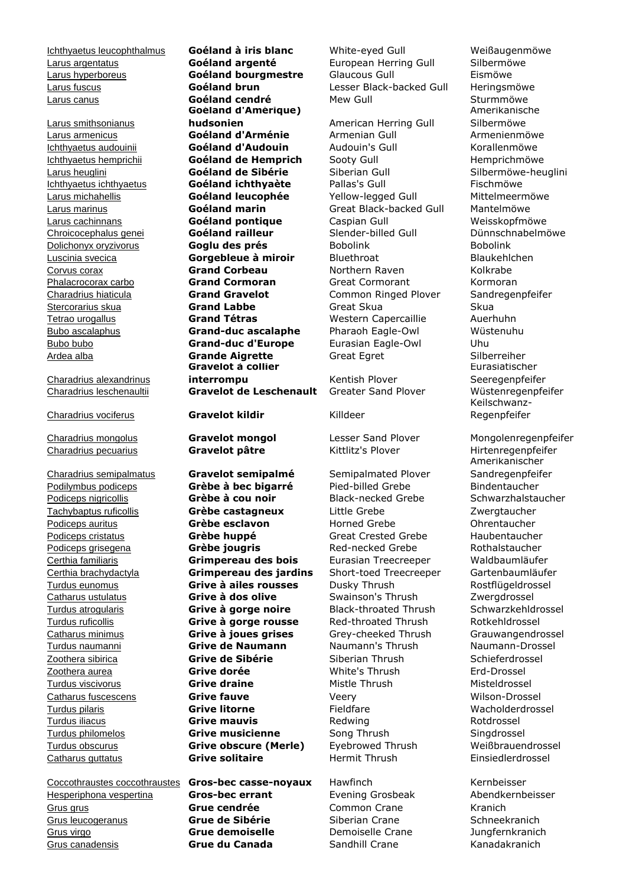| | | | |
|---|---|---|---|
| Ichthyaetus leucophthalmus | **Goéland à iris blanc** | White-eyed Gull | Weißaugenmöwe |
| Larus argentatus | **Goéland argenté** | European Herring Gull | Silbermöwe |
| Larus hyperboreus | **Goéland bourgmestre** | Glaucous Gull | Eismöwe |
| Larus fuscus | **Goéland brun** | Lesser Black-backed Gull | Heringsmöwe |
| Larus canus | **Goéland cendré** | Mew Gull | Sturmmöwe |
| Larus smithsonianus | **Goéland d'Amérique) hudsonien** | American Herring Gull | Amerikanische Silbermöwe |
| Larus armenicus | **Goéland d'Arménie** | Armenian Gull | Armenienmöwe |
| Ichthyaetus audouinii | **Goéland d'Audouin** | Audouin's Gull | Korallenmöwe |
| Ichthyaetus hemprichii | **Goéland de Hemprich** | Sooty Gull | Hemprichmöwe |
| Larus heuglini | **Goéland de Sibérie** | Siberian Gull | Silbermöwe-heuglini |
| Ichthyaetus ichthyaetus | **Goéland ichthyaète** | Pallas's Gull | Fischmöwe |
| Larus michahellis | **Goéland leucophée** | Yellow-legged Gull | Mittelmeermöwe |
| Larus marinus | **Goéland marin** | Great Black-backed Gull | Mantelmöwe |
| Larus cachinnans | **Goéland pontique** | Caspian Gull | Weisskopfmöwe |
| Chroicocephalus genei | **Goéland railleur** | Slender-billed Gull | Dünnschnabelmöwe |
| Dolichonyx oryzivorus | **Goglu des prés** | Bobolink | Bobolink |
| Luscinia svecica | **Gorgebleue à miroir** | Bluethroat | Blaukehlchen |
| Corvus corax | **Grand Corbeau** | Northern Raven | Kolkrabe |
| Phalacrocorax carbo | **Grand Cormoran** | Great Cormorant | Kormoran |
| Charadrius hiaticula | **Grand Gravelot** | Common Ringed Plover | Sandregenpfeifer |
| Stercorarius skua | **Grand Labbe** | Great Skua | Skua |
| Tetrao urogallus | **Grand Tétras** | Western Capercaillie | Auerhuhn |
| Bubo ascalaphus | **Grand-duc ascalaphe** | Pharaoh Eagle-Owl | Wüstenuhu |
| Bubo bubo | **Grand-duc d'Europe** | Eurasian Eagle-Owl | Uhu |
| Ardea alba | **Grande Aigrette** | Great Egret | Silberreiher |
| Charadrius alexandrinus | **Gravelot à collier interrompu** | Kentish Plover | Eurasiatischer Seeregenpfeifer |
| Charadrius leschenaultii | **Gravelot de Leschenault** | Greater Sand Plover | Wüstenregenpfeifer |
| Charadrius vociferus | **Gravelot kildir** | Killdeer | Keilschwanz-Regenpfeifer |
| Charadrius mongolus | **Gravelot mongol** | Lesser Sand Plover | Mongolenregenpfeifer |
| Charadrius pecuarius | **Gravelot pâtre** | Kittlitz's Plover | Hirtenregenpfeifer |
| Charadrius semipalmatus | **Gravelot semipalmé** | Semipalmated Plover | Amerikanischer Sandregenpfeifer |
| Podilymbus podiceps | **Grèbe à bec bigarré** | Pied-billed Grebe | Bindentaucher |
| Podiceps nigricollis | **Grèbe à cou noir** | Black-necked Grebe | Schwarzhalstaucher |
| Tachybaptus ruficollis | **Grèbe castagneux** | Little Grebe | Zwergtaucher |
| Podiceps auritus | **Grèbe esclavon** | Horned Grebe | Ohrentaucher |
| Podiceps cristatus | **Grèbe huppé** | Great Crested Grebe | Haubentaucher |
| Podiceps grisegena | **Grèbe jougris** | Red-necked Grebe | Rothalstaucher |
| Certhia familiaris | **Grimpereau des bois** | Eurasian Treecreeper | Waldbaumläufer |
| Certhia brachydactyla | **Grimpereau des jardins** | Short-toed Treecreeper | Gartenbaumläufer |
| Turdus eunomus | **Grive à ailes rousses** | Dusky Thrush | Rostflügeldrossel |
| Catharus ustulatus | **Grive à dos olive** | Swainson's Thrush | Zwergdrossel |
| Turdus atrogularis | **Grive à gorge noire** | Black-throated Thrush | Schwarzkehldrossel |
| Turdus ruficollis | **Grive à gorge rousse** | Red-throated Thrush | Rotkehldrossel |
| Catharus minimus | **Grive à joues grises** | Grey-cheeked Thrush | Grauwangendrossel |
| Turdus naumanni | **Grive de Naumann** | Naumann's Thrush | Naumann-Drossel |
| Zoothera sibirica | **Grive de Sibérie** | Siberian Thrush | Schieferdrossel |
| Zoothera aurea | **Grive dorée** | White's Thrush | Erd-Drossel |
| Turdus viscivorus | **Grive draine** | Mistle Thrush | Misteldrossel |
| Catharus fuscescens | **Grive fauve** | Veery | Wilson-Drossel |
| Turdus pilaris | **Grive litorne** | Fieldfare | Wacholderdrossel |
| Turdus iliacus | **Grive mauvis** | Redwing | Rotdrossel |
| Turdus philomelos | **Grive musicienne** | Song Thrush | Singdrossel |
| Turdus obscurus | **Grive obscure (Merle)** | Eyebrowed Thrush | Weißbrauendrossel |
| Catharus guttatus | **Grive solitaire** | Hermit Thrush | Einsiedlerdrossel |
| Coccothraustes coccothraustes | **Gros-bec casse-noyaux** | Hawfinch | Kernbeisser |
| Hesperiphona vespertina | **Gros-bec errant** | Evening Grosbeak | Abendkernbeisser |
| Grus grus | **Grue cendrée** | Common Crane | Kranich |
| Grus leucogeranus | **Grue de Sibérie** | Siberian Crane | Schneekranich |
| Grus virgo | **Grue demoiselle** | Demoiselle Crane | Jungfernkranich |
| Grus canadensis | **Grue du Canada** | Sandhill Crane | Kanadakranich |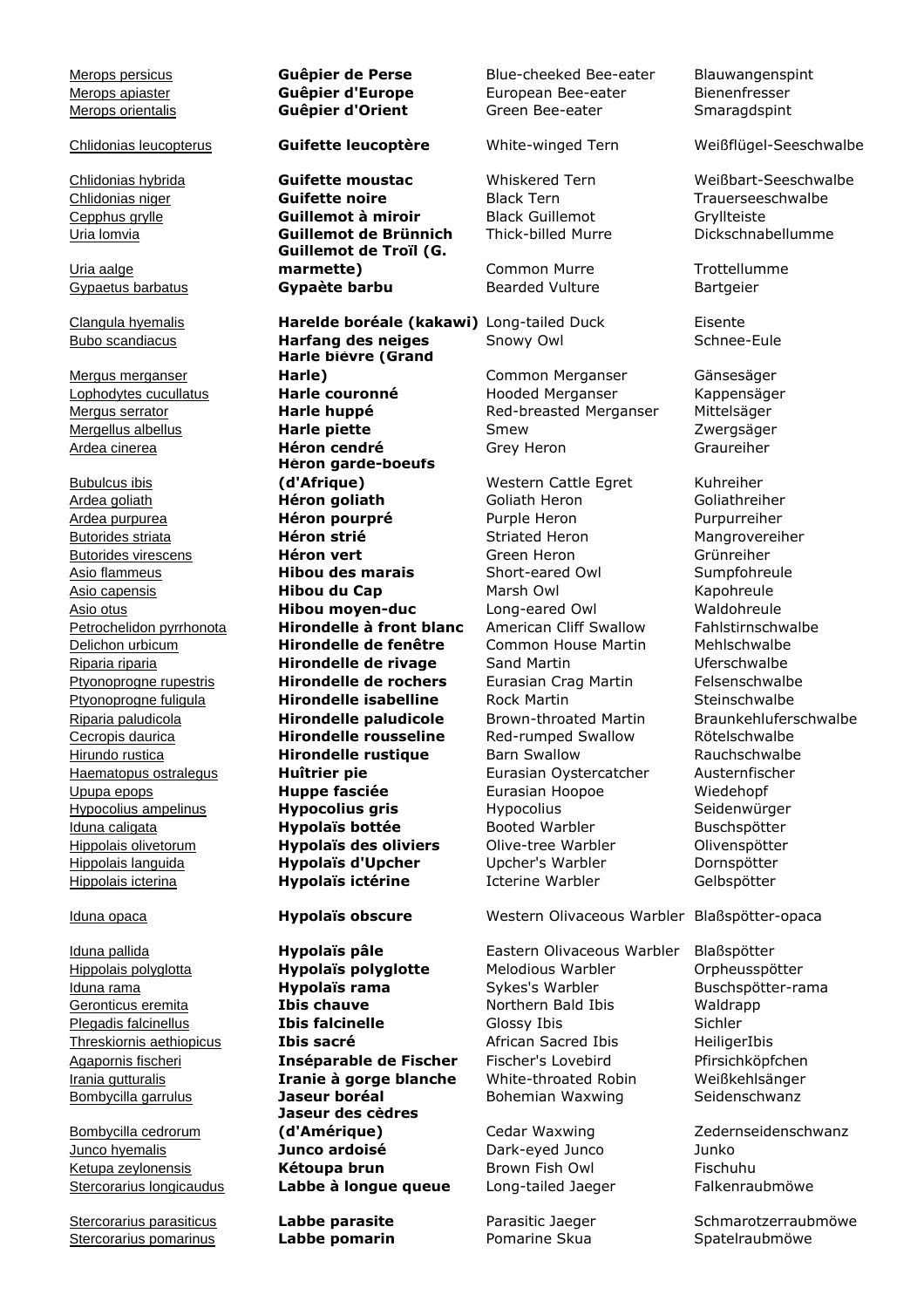| | | | |
|---|---|---|---|
| Merops persicus | **Guêpier de Perse** | Blue-cheeked Bee-eater | Blauwangenspint |
| Merops apiaster | **Guêpier d'Europe** | European Bee-eater | Bienenfresser |
| Merops orientalis | **Guêpier d'Orient** | Green Bee-eater | Smaragdspint |
| Chlidonias leucopterus | **Guifette leucoptère** | White-winged Tern | Weißflügel-Seeschwalbe |
| Chlidonias hybrida | **Guifette moustac** | Whiskered Tern | Weißbart-Seeschwalbe |
| Chlidonias niger | **Guifette noire** | Black Tern | Trauerseeschwalbe |
| Cepphus grylle | **Guillemot à miroir** | Black Guillemot | Gryllteiste |
| Uria lomvia | **Guillemot de Brünnich** | Thick-billed Murre | Dickschnabellumme |
| Uria aalge | **Guillemot de Troïl (G. marmette)** | Common Murre | Trottellumme |
| Gypaetus barbatus | **Gypaète barbu** | Bearded Vulture | Bartgeier |
| Clangula hyemalis | **Harelde boréale (kakawi)** | Long-tailed Duck | Eisente |
| Bubo scandiacus | **Harfang des neiges** | Snowy Owl | Schnee-Eule |
| Mergus merganser | **Harle bièvre (Grand Harle)** | Common Merganser | Gänsesäger |
| Lophodytes cucullatus | **Harle couronné** | Hooded Merganser | Kappensäger |
| Mergus serrator | **Harle huppé** | Red-breasted Merganser | Mittelsäger |
| Mergellus albellus | **Harle piette** | Smew | Zwergsäger |
| Ardea cinerea | **Héron cendré** | Grey Heron | Graureiher |
| Bubulcus ibis | **Héron garde-boeufs (d'Afrique)** | Western Cattle Egret | Kuhreiher |
| Ardea goliath | **Héron goliath** | Goliath Heron | Goliathreiher |
| Ardea purpurea | **Héron pourpré** | Purple Heron | Purpurreiher |
| Butorides striata | **Héron strié** | Striated Heron | Mangrovereiher |
| Butorides virescens | **Héron vert** | Green Heron | Grünreiher |
| Asio flammeus | **Hibou des marais** | Short-eared Owl | Sumpfohreule |
| Asio capensis | **Hibou du Cap** | Marsh Owl | Kapohreule |
| Asio otus | **Hibou moyen-duc** | Long-eared Owl | Waldohreule |
| Petrochelidon pyrrhonota | **Hirondelle à front blanc** | American Cliff Swallow | Fahlstirnschwalbe |
| Delichon urbicum | **Hirondelle de fenêtre** | Common House Martin | Mehlschwalbe |
| Riparia riparia | **Hirondelle de rivage** | Sand Martin | Uferschwalbe |
| Ptyonoprogne rupestris | **Hirondelle de rochers** | Eurasian Crag Martin | Felsenschwalbe |
| Ptyonoprogne fuligula | **Hirondelle isabelline** | Rock Martin | Steinschwalbe |
| Riparia paludicola | **Hirondelle paludicole** | Brown-throated Martin | Braunkehluferschwalbe |
| Cecropis daurica | **Hirondelle rousseline** | Red-rumped Swallow | Rötelschwalbe |
| Hirundo rustica | **Hirondelle rustique** | Barn Swallow | Rauchschwalbe |
| Haematopus ostralegus | **Huîtrier pie** | Eurasian Oystercatcher | Austernfischer |
| Upupa epops | **Huppe fasciée** | Eurasian Hoopoe | Wiedehopf |
| Hypocolius ampelinus | **Hypocolius gris** | Hypocolius | Seidenwürger |
| Iduna caligata | **Hypolaïs bottée** | Booted Warbler | Buschspötter |
| Hippolais olivetorum | **Hypolaïs des oliviers** | Olive-tree Warbler | Olivenspötter |
| Hippolais languida | **Hypolaïs d'Upcher** | Upcher's Warbler | Dornspötter |
| Hippolais icterina | **Hypolaïs ictérine** | Icterine Warbler | Gelbspötter |
| Iduna opaca | **Hypolaïs obscure** | Western Olivaceous Warbler | Blaßspötter-opaca |
| Iduna pallida | **Hypolaïs pâle** | Eastern Olivaceous Warbler | Blaßspötter |
| Hippolais polyglotta | **Hypolaïs polyglotte** | Melodious Warbler | Orpheusspötter |
| Iduna rama | **Hypolaïs rama** | Sykes's Warbler | Buschspötter-rama |
| Geronticus eremita | **Ibis chauve** | Northern Bald Ibis | Waldrapp |
| Plegadis falcinellus | **Ibis falcinelle** | Glossy Ibis | Sichler |
| Threskiornis aethiopicus | **Ibis sacré** | African Sacred Ibis | HeiligerIbis |
| Agapornis fischeri | **Inséparable de Fischer** | Fischer's Lovebird | Pfirsichköpfchen |
| Irania gutturalis | **Iranie à gorge blanche** | White-throated Robin | Weißkehlsänger |
| Bombycilla garrulus | **Jaseur boréal** | Bohemian Waxwing | Seidenschwanz |
| Bombycilla cedrorum | **Jaseur des cèdres (d'Amérique)** | Cedar Waxwing | Zedernseidenschwanz |
| Junco hyemalis | **Junco ardoisé** | Dark-eyed Junco | Junko |
| Ketupa zeylonensis | **Kétoupa brun** | Brown Fish Owl | Fischuhu |
| Stercorarius longicaudus | **Labbe à longue queue** | Long-tailed Jaeger | Falkenraubmöwe |
| Stercorarius parasiticus | **Labbe parasite** | Parasitic Jaeger | Schmarotzerraubmöwe |
| Stercorarius pomarinus | **Labbe pomarin** | Pomarine Skua | Spatelraubmöwe |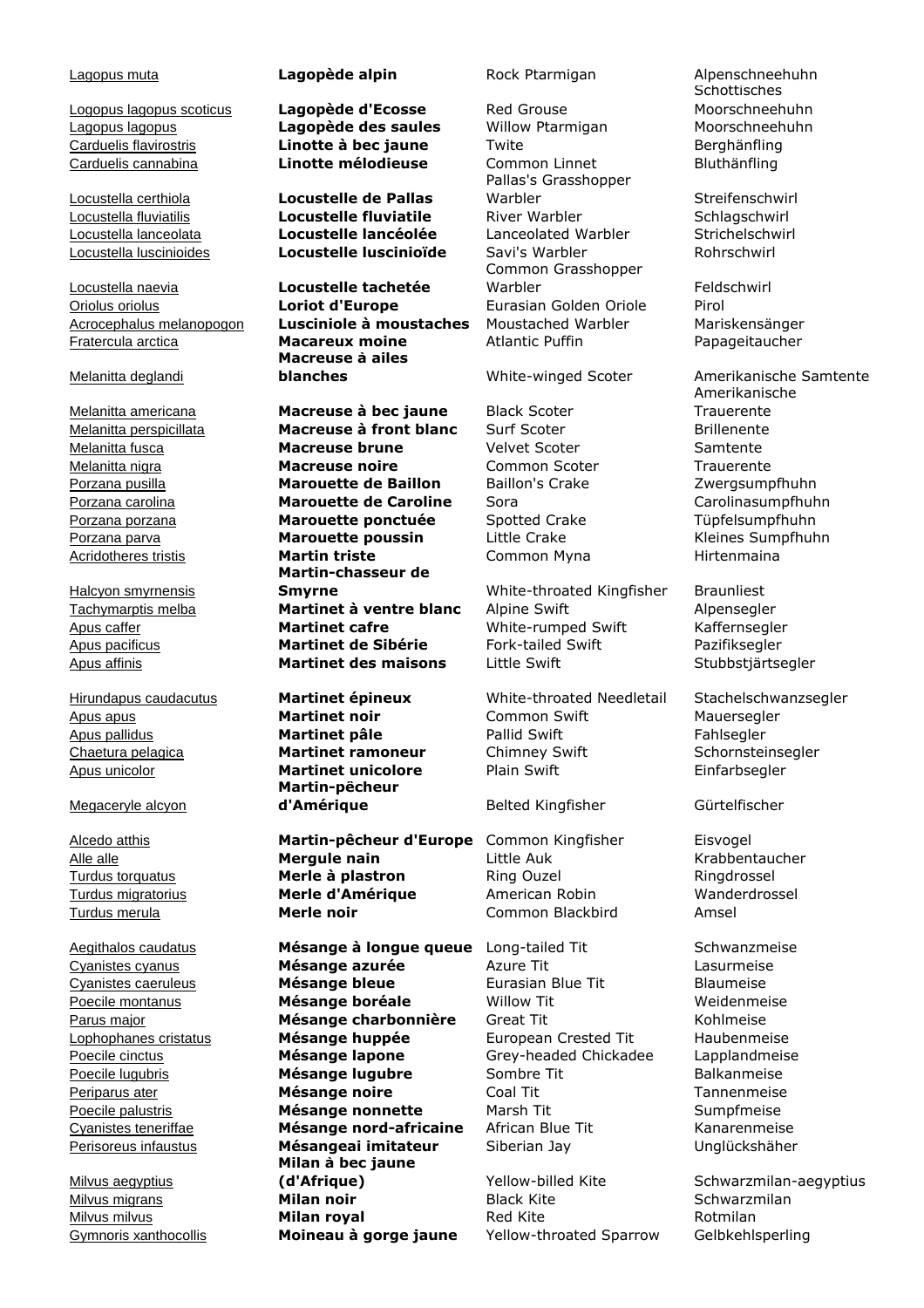| | | | |
|---|---|---|---|
| Lagopus muta | **Lagopède alpin** | Rock Ptarmigan | Alpenschneehuhn |
| Logopus lagopus scoticus | **Lagopède d'Ecosse** | Red Grouse | Schottisches Moorschneehuhn |
| Lagopus lagopus | **Lagopède des saules** | Willow Ptarmigan | Moorschneehuhn |
| Carduelis flavirostris | **Linotte à bec jaune** | Twite | Berghänfling |
| Carduelis cannabina | **Linotte mélodieuse** | Common Linnet | Bluthänfling |
| Locustella certhiola | **Locustelle de Pallas** | Pallas's Grasshopper Warbler | Streifenschwirl |
| Locustella fluviatilis | **Locustelle fluviatile** | River Warbler | Schlagschwirl |
| Locustella lanceolata | **Locustelle lancéolée** | Lanceolated Warbler | Strichelschwirl |
| Locustella luscinioides | **Locustelle luscinioïde** | Savi's Warbler | Rohrschwirl |
| Locustella naevia | **Locustelle tachetée** | Common Grasshopper Warbler | Feldschwirl |
| Oriolus oriolus | **Loriot d'Europe** | Eurasian Golden Oriole | Pirol |
| Acrocephalus melanopogon | **Lusciniole à moustaches** | Moustached Warbler | Mariskensänger |
| Fratercula arctica | **Macareux moine** | Atlantic Puffin | Papageitaucher |
| Melanitta deglandi | **Macreuse à ailes blanches** | White-winged Scoter | Amerikanische Samtente |
| Melanitta americana | **Macreuse à bec jaune** | Black Scoter | Amerikanische Trauerente |
| Melanitta perspicillata | **Macreuse à front blanc** | Surf Scoter | Brillenente |
| Melanitta fusca | **Macreuse brune** | Velvet Scoter | Samtente |
| Melanitta nigra | **Macreuse noire** | Common Scoter | Trauerente |
| Porzana pusilla | **Marouette de Baillon** | Baillon's Crake | Zwergsumpfhuhn |
| Porzana carolina | **Marouette de Caroline** | Sora | Carolinasumpfhuhn |
| Porzana porzana | **Marouette ponctuée** | Spotted Crake | Tüpfelsumpfhuhn |
| Porzana parva | **Marouette poussin** | Little Crake | Kleines Sumpfhuhn |
| Acridotheres tristis | **Martin triste** | Common Myna | Hirtenmaina |
| Halcyon smyrnensis | **Martin-chasseur de Smyrne** | White-throated Kingfisher | Braunliest |
| Tachymarptis melba | **Martinet à ventre blanc** | Alpine Swift | Alpensegler |
| Apus caffer | **Martinet cafre** | White-rumped Swift | Kaffernsegler |
| Apus pacificus | **Martinet de Sibérie** | Fork-tailed Swift | Pazifiksegler |
| Apus affinis | **Martinet des maisons** | Little Swift | Stubbstjärtsegler |
| Hirundapus caudacutus | **Martinet épineux** | White-throated Needletail | Stachelschwanzsegler |
| Apus apus | **Martinet noir** | Common Swift | Mauersegler |
| Apus pallidus | **Martinet pâle** | Pallid Swift | Fahlsegler |
| Chaetura pelagica | **Martinet ramoneur** | Chimney Swift | Schornsteinsegler |
| Apus unicolor | **Martinet unicolore** | Plain Swift | Einfarbsegler |
| Megaceryle alcyon | **Martin-pêcheur d'Amérique** | Belted Kingfisher | Gürtelfischer |
| Alcedo atthis | **Martin-pêcheur d'Europe** | Common Kingfisher | Eisvogel |
| Alle alle | **Mergule nain** | Little Auk | Krabbentaucher |
| Turdus torquatus | **Merle à plastron** | Ring Ouzel | Ringdrossel |
| Turdus migratorius | **Merle d'Amérique** | American Robin | Wanderdrossel |
| Turdus merula | **Merle noir** | Common Blackbird | Amsel |
| Aegithalos caudatus | **Mésange à longue queue** | Long-tailed Tit | Schwanzmeise |
| Cyanistes cyanus | **Mésange azurée** | Azure Tit | Lasurmeise |
| Cyanistes caeruleus | **Mésange bleue** | Eurasian Blue Tit | Blaumeise |
| Poecile montanus | **Mésange boréale** | Willow Tit | Weidenmeise |
| Parus major | **Mésange charbonnière** | Great Tit | Kohlmeise |
| Lophophanes cristatus | **Mésange huppée** | European Crested Tit | Haubenmeise |
| Poecile cinctus | **Mésange lapone** | Grey-headed Chickadee | Lapplandmeise |
| Poecile lugubris | **Mésange lugubre** | Sombre Tit | Balkanmeise |
| Periparus ater | **Mésange noire** | Coal Tit | Tannenmeise |
| Poecile palustris | **Mésange nonnette** | Marsh Tit | Sumpfmeise |
| Cyanistes teneriffae | **Mésange nord-africaine** | African Blue Tit | Kanarenmeise |
| Perisoreus infaustus | **Mésangeai imitateur** | Siberian Jay | Unglückshäher |
| Milvus aegyptius | **Milan à bec jaune (d'Afrique)** | Yellow-billed Kite | Schwarzmilan-aegyptius |
| Milvus migrans | **Milan noir** | Black Kite | Schwarzmilan |
| Milvus milvus | **Milan royal** | Red Kite | Rotmilan |
| Gymnoris xanthocollis | **Moineau à gorge jaune** | Yellow-throated Sparrow | Gelbkehlsperling |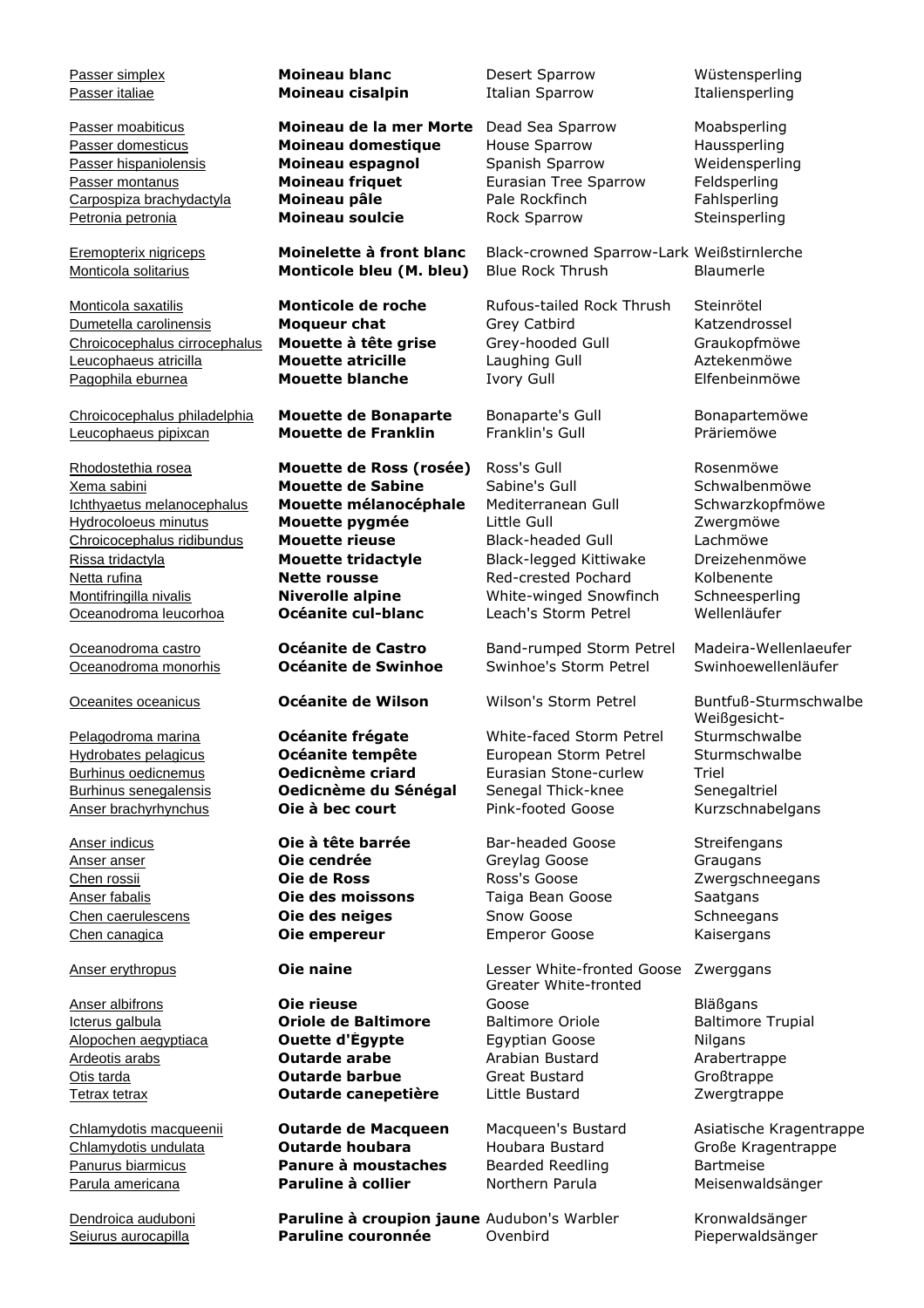| | | | |
|---|---|---|---|
| Passer simplex | **Moineau blanc** | Desert Sparrow | Wüstensperling |
| Passer italiae | **Moineau cisalpin** | Italian Sparrow | Italiensperling |
| Passer moabiticus | **Moineau de la mer Morte** | Dead Sea Sparrow | Moabsperling |
| Passer domesticus | **Moineau domestique** | House Sparrow | Haussperling |
| Passer hispaniolensis | **Moineau espagnol** | Spanish Sparrow | Weidensperling |
| Passer montanus | **Moineau friquet** | Eurasian Tree Sparrow | Feldsperling |
| Carpospiza brachydactyla | **Moineau pâle** | Pale Rockfinch | Fahlsperling |
| Petronia petronia | **Moineau soulcie** | Rock Sparrow | Steinsperling |
| Eremopterix nigriceps | **Moinelette à front blanc** | Black-crowned Sparrow-Lark | Weißstirnlerche |
| Monticola solitarius | **Monticole bleu (M. bleu)** | Blue Rock Thrush | Blaumerle |
| Monticola saxatilis | **Monticole de roche** | Rufous-tailed Rock Thrush | Steinrötel |
| Dumetella carolinensis | **Moqueur chat** | Grey Catbird | Katzendrossel |
| Chroicocephalus cirrocephalus | **Mouette à tête grise** | Grey-hooded Gull | Graukopfmöwe |
| Leucophaeus atricilla | **Mouette atricille** | Laughing Gull | Aztekenmöwe |
| Pagophila eburnea | **Mouette blanche** | Ivory Gull | Elfenbeinmöwe |
| Chroicocephalus philadelphia | **Mouette de Bonaparte** | Bonaparte's Gull | Bonapartemöwe |
| Leucophaeus pipixcan | **Mouette de Franklin** | Franklin's Gull | Präriemöwe |
| Rhodostethia rosea | **Mouette de Ross (rosée)** | Ross's Gull | Rosenmöwe |
| Xema sabini | **Mouette de Sabine** | Sabine's Gull | Schwalbenmöwe |
| Ichthyaetus melanocephalus | **Mouette mélanocéphale** | Mediterranean Gull | Schwarzkopfmöwe |
| Hydrocoloeus minutus | **Mouette pygmée** | Little Gull | Zwergmöwe |
| Chroicocephalus ridibundus | **Mouette rieuse** | Black-headed Gull | Lachmöwe |
| Rissa tridactyla | **Mouette tridactyle** | Black-legged Kittiwake | Dreizehenmöwe |
| Netta rufina | **Nette rousse** | Red-crested Pochard | Kolbenente |
| Montifringilla nivalis | **Niverolle alpine** | White-winged Snowfinch | Schneesperling |
| Oceanodroma leucorhoa | **Océanite cul-blanc** | Leach's Storm Petrel | Wellenläufer |
| Oceanodroma castro | **Océanite de Castro** | Band-rumped Storm Petrel | Madeira-Wellenlaeufer |
| Oceanodroma monorhis | **Océanite de Swinhoe** | Swinhoe's Storm Petrel | Swinhoewellenläufer |
| Oceanites oceanicus | **Océanite de Wilson** | Wilson's Storm Petrel | Buntfuß-Sturmschwalbe |
| Pelagodroma marina | **Océanite frégate** | White-faced Storm Petrel | Weißgesicht-Sturmschwalbe |
| Hydrobates pelagicus | **Océanite tempête** | European Storm Petrel | Sturmschwalbe |
| Burhinus oedicnemus | **Oedicnème criard** | Eurasian Stone-curlew | Triel |
| Burhinus senegalensis | **Oedicnème du Sénégal** | Senegal Thick-knee | Senegaltriel |
| Anser brachyrhynchus | **Oie à bec court** | Pink-footed Goose | Kurzschnabelgans |
| Anser indicus | **Oie à tête barrée** | Bar-headed Goose | Streifengans |
| Anser anser | **Oie cendrée** | Greylag Goose | Graugans |
| Chen rossii | **Oie de Ross** | Ross's Goose | Zwergschneegans |
| Anser fabalis | **Oie des moissons** | Taiga Bean Goose | Saatgans |
| Chen caerulescens | **Oie des neiges** | Snow Goose | Schneegans |
| Chen canagica | **Oie empereur** | Emperor Goose | Kaisergans |
| Anser erythropus | **Oie naine** | Lesser White-fronted Goose | Zwerggans |
| Anser albifrons | **Oie rieuse** | Greater White-fronted Goose | Bläßgans |
| Icterus galbula | **Oriole de Baltimore** | Baltimore Oriole | Baltimore Trupial |
| Alopochen aegyptiaca | **Ouette d'Égypte** | Egyptian Goose | Nilgans |
| Ardeotis arabs | **Outarde arabe** | Arabian Bustard | Arabertrappe |
| Otis tarda | **Outarde barbue** | Great Bustard | Großtrappe |
| Tetrax tetrax | **Outarde canepetière** | Little Bustard | Zwergtrappe |
| Chlamydotis macqueenii | **Outarde de Macqueen** | Macqueen's Bustard | Asiatische Kragentrappe |
| Chlamydotis undulata | **Outarde houbara** | Houbara Bustard | Große Kragentrappe |
| Panurus biarmicus | **Panure à moustaches** | Bearded Reedling | Bartmeise |
| Parula americana | **Paruline à collier** | Northern Parula | Meisenwaldsänger |
| Dendroica auduboni | **Paruline à croupion jaune** | Audubon's Warbler | Kronwaldsänger |
| Seiurus aurocapilla | **Paruline couronnée** | Ovenbird | Pieperwaldsänger |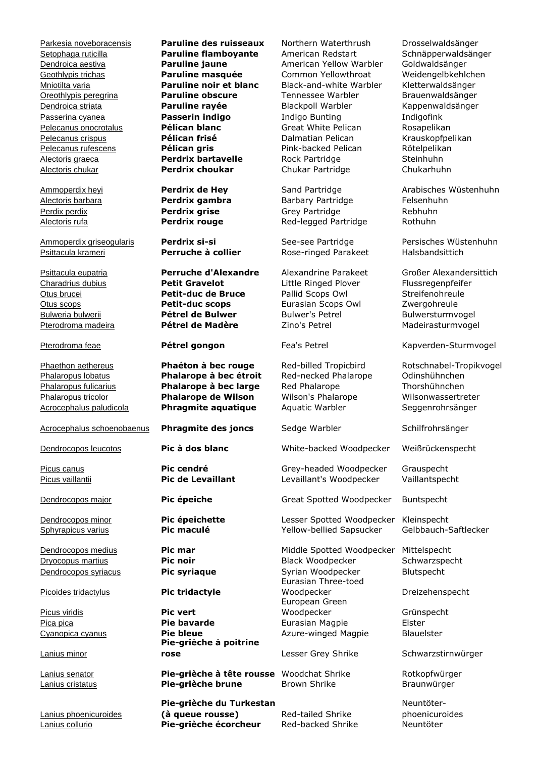| | | | |
|---|---|---|---|
| Parkesia noveboracensis | **Paruline des ruisseaux** | Northern Waterthrush | Drosselwaldsänger |
| Setophaga ruticilla | **Paruline flamboyante** | American Redstart | Schnäpperwaldsänger |
| Dendroica aestiva | **Paruline jaune** | American Yellow Warbler | Goldwaldsänger |
| Geothlypis trichas | **Paruline masquée** | Common Yellowthroat | Weidengelbkehlchen |
| Mniotilta varia | **Paruline noir et blanc** | Black-and-white Warbler | Kletterwaldsänger |
| Oreothlypis peregrina | **Paruline obscure** | Tennessee Warbler | Brauenwaldsänger |
| Dendroica striata | **Paruline rayée** | Blackpoll Warbler | Kappenwaldsänger |
| Passerina cyanea | **Passerin indigo** | Indigo Bunting | Indigofink |
| Pelecanus onocrotalus | **Pélican blanc** | Great White Pelican | Rosapelikan |
| Pelecanus crispus | **Pélican frisé** | Dalmatian Pelican | Krauskopfpelikan |
| Pelecanus rufescens | **Pélican gris** | Pink-backed Pelican | Rötelpelikan |
| Alectoris graeca | **Perdrix bartavelle** | Rock Partridge | Steinhuhn |
| Alectoris chukar | **Perdrix choukar** | Chukar Partridge | Chukarhuhn |
| Ammoperdix heyi | **Perdrix de Hey** | Sand Partridge | Arabisches Wüstenhuhn |
| Alectoris barbara | **Perdrix gambra** | Barbary Partridge | Felsenhuhn |
| Perdix perdix | **Perdrix grise** | Grey Partridge | Rebhuhn |
| Alectoris rufa | **Perdrix rouge** | Red-legged Partridge | Rothuhn |
| Ammoperdix griseogularis | **Perdrix si-si** | See-see Partridge | Persisches Wüstenhuhn |
| Psittacula krameri | **Perruche à collier** | Rose-ringed Parakeet | Halsbandsittich |
| Psittacula eupatria | **Perruche d'Alexandre** | Alexandrine Parakeet | Großer Alexandersittich |
| Charadrius dubius | **Petit Gravelot** | Little Ringed Plover | Flussregenpfeifer |
| Otus brucei | **Petit-duc de Bruce** | Pallid Scops Owl | Streifenohreule |
| Otus scops | **Petit-duc scops** | Eurasian Scops Owl | Zwergohreule |
| Bulweria bulwerii | **Pétrel de Bulwer** | Bulwer's Petrel | Bulwersturmvogel |
| Pterodroma madeira | **Pétrel de Madère** | Zino's Petrel | Madeirasturmvogel |
| Pterodroma feae | **Pétrel gongon** | Fea's Petrel | Kapverden-Sturmvogel |
| Phaethon aethereus | **Phaéton à bec rouge** | Red-billed Tropicbird | Rotschnabel-Tropikvogel |
| Phalaropus lobatus | **Phalarope à bec étroit** | Red-necked Phalarope | Odinshühnchen |
| Phalaropus fulicarius | **Phalarope à bec large** | Red Phalarope | Thorshühnchen |
| Phalaropus tricolor | **Phalarope de Wilson** | Wilson's Phalarope | Wilsonwassertreter |
| Acrocephalus paludicola | **Phragmite aquatique** | Aquatic Warbler | Seggenrohrsänger |
| Acrocephalus schoenobaenus | **Phragmite des joncs** | Sedge Warbler | Schilfrohrsänger |
| Dendrocopos leucotos | **Pic à dos blanc** | White-backed Woodpecker | Weißrückenspecht |
| Picus canus | **Pic cendré** | Grey-headed Woodpecker | Grauspecht |
| Picus vaillantii | **Pic de Levaillant** | Levaillant's Woodpecker | Vaillantspecht |
| Dendrocopos major | **Pic épeiche** | Great Spotted Woodpecker | Buntspecht |
| Dendrocopos minor | **Pic épeichette** | Lesser Spotted Woodpecker | Kleinspecht |
| Sphyrapicus varius | **Pic maculé** | Yellow-bellied Sapsucker | Gelbbauch-Saftlecker |
| Dendrocopos medius | **Pic mar** | Middle Spotted Woodpecker | Mittelspecht |
| Dryocopus martius | **Pic noir** | Black Woodpecker | Schwarzspecht |
| Dendrocopos syriacus | **Pic syriaque** | Syrian Woodpecker | Blutspecht |
| Picoides tridactylus | **Pic tridactyle** | Eurasian Three-toed Woodpecker | Dreizehenspecht |
| Picus viridis | **Pic vert** | European Green Woodpecker | Grünspecht |
| Pica pica | **Pie bavarde** | Eurasian Magpie | Elster |
| Cyanopica cyanus | **Pie bleue** | Azure-winged Magpie | Blauelster |
| Lanius minor | **Pie-grièche à poitrine rose** | Lesser Grey Shrike | Schwarzstirnwürger |
| Lanius senator | **Pie-grièche à tête rousse** | Woodchat Shrike | Rotkopfwürger |
| Lanius cristatus | **Pie-grièche brune** | Brown Shrike | Braunwürger |
| Lanius phoenicuroides | **Pie-grièche du Turkestan (à queue rousse)** | Red-tailed Shrike | Neuntöter-phoenicuroides |
| Lanius collurio | **Pie-grièche écorcheur** | Red-backed Shrike | Neuntöter |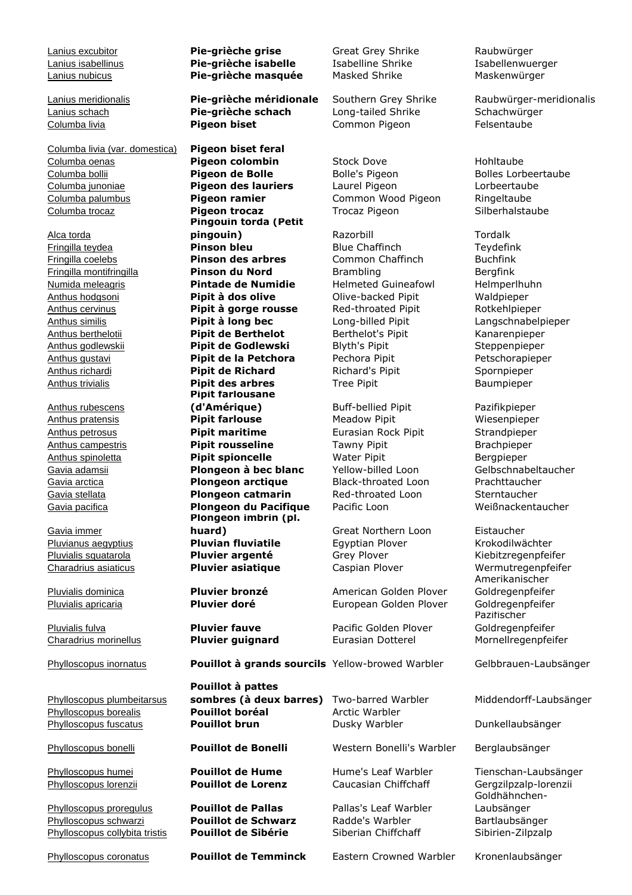| | | | |
|---|---|---|---|
| Lanius excubitor | **Pie-grièche grise** | Great Grey Shrike | Raubwürger |
| Lanius isabellinus | **Pie-grièche isabelle** | Isabelline Shrike | Isabellenwuerger |
| Lanius nubicus | **Pie-grièche masquée** | Masked Shrike | Maskenwürger |
| Lanius meridionalis | **Pie-grièche méridionale** | Southern Grey Shrike | Raubwürger-meridionalis |
| Lanius schach | **Pie-grièche schach** | Long-tailed Shrike | Schachwürger |
| Columba livia | **Pigeon biset** | Common Pigeon | Felsentaube |
| Columba livia (var. domestica) | **Pigeon biset feral** | | |
| Columba oenas | **Pigeon colombin** | Stock Dove | Hohltaube |
| Columba bollii | **Pigeon de Bolle** | Bolle's Pigeon | Bolles Lorbeertaube |
| Columba junoniae | **Pigeon des lauriers** | Laurel Pigeon | Lorbeertaube |
| Columba palumbus | **Pigeon ramier** | Common Wood Pigeon | Ringeltaube |
| Columba trocaz | **Pigeon trocaz** | Trocaz Pigeon | Silberhalstaube |
| Alca torda | **Pingouin torda (Petit pingouin)** | Razorbill | Tordalk |
| Fringilla teydea | **Pinson bleu** | Blue Chaffinch | Teydefink |
| Fringilla coelebs | **Pinson des arbres** | Common Chaffinch | Buchfink |
| Fringilla montifringilla | **Pinson du Nord** | Brambling | Bergfink |
| Numida meleagris | **Pintade de Numidie** | Helmeted Guineafowl | Helmperlhuhn |
| Anthus hodgsoni | **Pipit à dos olive** | Olive-backed Pipit | Waldpieper |
| Anthus cervinus | **Pipit à gorge rousse** | Red-throated Pipit | Rotkehlpieper |
| Anthus similis | **Pipit à long bec** | Long-billed Pipit | Langschnabelpieper |
| Anthus berthelotii | **Pipit de Berthelot** | Berthelot's Pipit | Kanarenpieper |
| Anthus godlewskii | **Pipit de Godlewski** | Blyth's Pipit | Steppenpieper |
| Anthus gustavi | **Pipit de la Petchora** | Pechora Pipit | Petschorapieper |
| Anthus richardi | **Pipit de Richard** | Richard's Pipit | Spornpieper |
| Anthus trivialis | **Pipit des arbres** | Tree Pipit | Baumpieper |
| Anthus rubescens | **Pipit farlousane (d'Amérique)** | Buff-bellied Pipit | Pazifikpieper |
| Anthus pratensis | **Pipit farlouse** | Meadow Pipit | Wiesenpieper |
| Anthus petrosus | **Pipit maritime** | Eurasian Rock Pipit | Strandpieper |
| Anthus campestris | **Pipit rousseline** | Tawny Pipit | Brachpieper |
| Anthus spinoletta | **Pipit spioncelle** | Water Pipit | Bergpieper |
| Gavia adamsii | **Plongeon à bec blanc** | Yellow-billed Loon | Gelbschnabeltaucher |
| Gavia arctica | **Plongeon arctique** | Black-throated Loon | Prachttaucher |
| Gavia stellata | **Plongeon catmarin** | Red-throated Loon | Sterntaucher |
| Gavia pacifica | **Plongeon du Pacifique** | Pacific Loon | Weißnackentaucher |
| Gavia immer | **Plongeon imbrin (pl. huard)** | Great Northern Loon | Eistaucher |
| Pluvianus aegyptius | **Pluvian fluviatile** | Egyptian Plover | Krokodilwächter |
| Pluvialis squatarola | **Pluvier argenté** | Grey Plover | Kiebitzregenpfeifer |
| Charadrius asiaticus | **Pluvier asiatique** | Caspian Plover | Wermutregenpfeifer |
| Pluvialis dominica | **Pluvier bronzé** | American Golden Plover | Amerikanischer Goldregenpfeifer |
| Pluvialis apricaria | **Pluvier doré** | European Golden Plover | Goldregenpfeifer |
| Pluvialis fulva | **Pluvier fauve** | Pacific Golden Plover | Pazifischer Goldregenpfeifer |
| Charadrius morinellus | **Pluvier guignard** | Eurasian Dotterel | Mornellregenpfeifer |
| Phylloscopus inornatus | **Pouillot à grands sourcils** | Yellow-browed Warbler | Gelbbrauen-Laubsänger |
| Phylloscopus plumbeitarsus | **Pouillot à pattes sombres (à deux barres)** | Two-barred Warbler | Middendorff-Laubsänger |
| Phylloscopus borealis | **Pouillot boréal** | Arctic Warbler | |
| Phylloscopus fuscatus | **Pouillot brun** | Dusky Warbler | Dunkellaubsänger |
| Phylloscopus bonelli | **Pouillot de Bonelli** | Western Bonelli's Warbler | Berglaubsänger |
| Phylloscopus humei | **Pouillot de Hume** | Hume's Leaf Warbler | Tienschan-Laubsänger |
| Phylloscopus lorenzii | **Pouillot de Lorenz** | Caucasian Chiffchaff | Gergzilpzalp-lorenzii |
| Phylloscopus proregulus | **Pouillot de Pallas** | Pallas's Leaf Warbler | Goldhähnchen-Laubsänger |
| Phylloscopus schwarzi | **Pouillot de Schwarz** | Radde's Warbler | Bartlaubsänger |
| Phylloscopus collybita tristis | **Pouillot de Sibérie** | Siberian Chiffchaff | Sibirien-Zilpzalp |
| Phylloscopus coronatus | **Pouillot de Temminck** | Eastern Crowned Warbler | Kronenlaubsänger |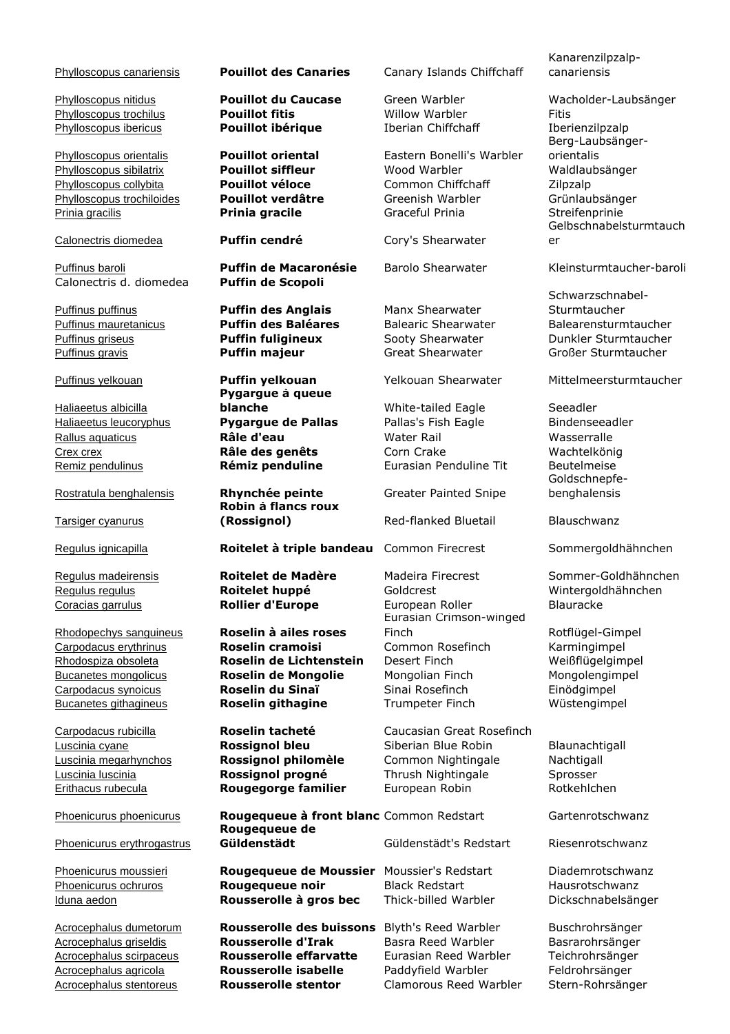| | | | |
|---|---|---|---|
| Phylloscopus canariensis | **Pouillot des Canaries** | Canary Islands Chiffchaff | Kanarenzilpzalp-canariensis |
| Phylloscopus nitidus | **Pouillot du Caucase** | Green Warbler | Wacholder-Laubsänger |
| Phylloscopus trochilus | **Pouillot fitis** | Willow Warbler | Fitis |
| Phylloscopus ibericus | **Pouillot ibérique** | Iberian Chiffchaff | Iberienzilpzalp |
| Phylloscopus orientalis | **Pouillot oriental** | Eastern Bonelli's Warbler | Berg-Laubsänger-orientalis |
| Phylloscopus sibilatrix | **Pouillot siffleur** | Wood Warbler | Waldlaubsänger |
| Phylloscopus collybita | **Pouillot véloce** | Common Chiffchaff | Zilpzalp |
| Phylloscopus trochiloides | **Pouillot verdâtre** | Greenish Warbler | Grünlaubsänger |
| Prinia gracilis | **Prinia gracile** | Graceful Prinia | Streifenprinie |
| Calonectris diomedea | **Puffin cendré** | Cory's Shearwater | Gelbschnabelsturmtaucher |
| Puffinus baroli | **Puffin de Macaronésie** | Barolo Shearwater | Kleinsturmtaucher-baroli |
| Calonectris d. diomedea | **Puffin de Scopoli** | | |
| Puffinus puffinus | **Puffin des Anglais** | Manx Shearwater | Schwarzschnabel-Sturmtaucher |
| Puffinus mauretanicus | **Puffin des Baléares** | Balearic Shearwater | Balearensturmtaucher |
| Puffinus griseus | **Puffin fuligineux** | Sooty Shearwater | Dunkler Sturmtaucher |
| Puffinus gravis | **Puffin majeur** | Great Shearwater | Großer Sturmtaucher |
| Puffinus yelkouan | **Puffin yelkouan** | Yelkouan Shearwater | Mittelmeersturmtaucher |
| Haliaeetus albicilla | **Pygargue à queue blanche** | White-tailed Eagle | Seeadler |
| Haliaeetus leucoryphus | **Pygargue de Pallas** | Pallas's Fish Eagle | Bindenseeadler |
| Rallus aquaticus | **Râle d'eau** | Water Rail | Wasserralle |
| Crex crex | **Râle des genêts** | Corn Crake | Wachtelkönig |
| Remiz pendulinus | **Rémiz penduline** | Eurasian Penduline Tit | Beutelmeise |
| Rostratula benghalensis | **Rhynchée peinte** | Greater Painted Snipe | Goldschnepfe-benghalensis |
| Tarsiger cyanurus | **Robin à flancs roux (Rossignol)** | Red-flanked Bluetail | Blauschwanz |
| Regulus ignicapilla | **Roitelet à triple bandeau** | Common Firecrest | Sommergoldhähnchen |
| Regulus madeirensis | **Roitelet de Madère** | Madeira Firecrest | Sommer-Goldhähnchen |
| Regulus regulus | **Roitelet huppé** | Goldcrest | Wintergoldhähnchen |
| Coracias garrulus | **Rollier d'Europe** | European Roller | Blauracke |
| Rhodopechys sanguineus | **Roselin à ailes roses** | Eurasian Crimson-winged Finch | Rotflügel-Gimpel |
| Carpodacus erythrinus | **Roselin cramoisi** | Common Rosefinch | Karmingimpel |
| Rhodospiza obsoleta | **Roselin de Lichtenstein** | Desert Finch | Weißflügelgimpel |
| Bucanetes mongolicus | **Roselin de Mongolie** | Mongolian Finch | Mongolengimpel |
| Carpodacus synoicus | **Roselin du Sinaï** | Sinai Rosefinch | Einödgimpel |
| Bucanetes githagineus | **Roselin githagine** | Trumpeter Finch | Wüstengimpel |
| Carpodacus rubicilla | **Roselin tacheté** | Caucasian Great Rosefinch | |
| Luscinia cyane | **Rossignol bleu** | Siberian Blue Robin | Blaunachtigall |
| Luscinia megarhynchos | **Rossignol philomèle** | Common Nightingale | Nachtigall |
| Luscinia luscinia | **Rossignol progné** | Thrush Nightingale | Sprosser |
| Erithacus rubecula | **Rougegorge familier** | European Robin | Rotkehlchen |
| Phoenicurus phoenicurus | **Rougequeue à front blanc** | Common Redstart | Gartenrotschwanz |
| Phoenicurus erythrogastrus | **Rougequeue de Güldenstädt** | Güldenstädt's Redstart | Riesenrotschwanz |
| Phoenicurus moussieri | **Rougequeue de Moussier** | Moussier's Redstart | Diademrotschwanz |
| Phoenicurus ochruros | **Rougequeue noir** | Black Redstart | Hausrotschwanz |
| Iduna aedon | **Rousserolle à gros bec** | Thick-billed Warbler | Dickschnabelsänger |
| Acrocephalus dumetorum | **Rousserolle des buissons** | Blyth's Reed Warbler | Buschrohrsänger |
| Acrocephalus griseldis | **Rousserolle d'Irak** | Basra Reed Warbler | Basrarohrsänger |
| Acrocephalus scirpaceus | **Rousserolle effarvatte** | Eurasian Reed Warbler | Teichrohrsänger |
| Acrocephalus agricola | **Rousserolle isabelle** | Paddyfield Warbler | Feldrohrsänger |
| Acrocephalus stentoreus | **Rousserolle stentor** | Clamorous Reed Warbler | Stern-Rohrsänger |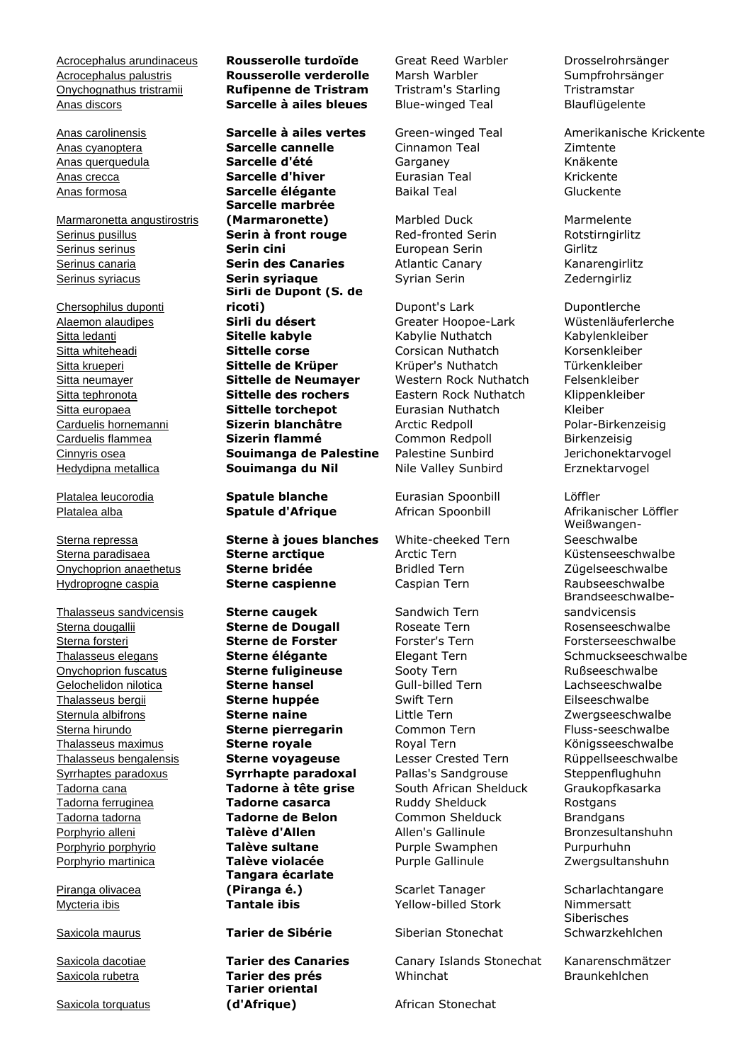| | | | |
|---|---|---|---|
| Acrocephalus arundinaceus | **Rousserolle turdoïde** | Great Reed Warbler | Drosselrohrsänger |
| Acrocephalus palustris | **Rousserolle verderolle** | Marsh Warbler | Sumpfrohrsänger |
| Onychognathus tristramii | **Rufipenne de Tristram** | Tristram's Starling | Tristramstar |
| Anas discors | **Sarcelle à ailes bleues** | Blue-winged Teal | Blauflügelente |
| Anas carolinensis | **Sarcelle à ailes vertes** | Green-winged Teal | Amerikanische Krickente |
| Anas cyanoptera | **Sarcelle cannelle** | Cinnamon Teal | Zimtente |
| Anas querquedula | **Sarcelle d'été** | Garganey | Knäkente |
| Anas crecca | **Sarcelle d'hiver** | Eurasian Teal | Krickente |
| Anas formosa | **Sarcelle élégante** | Baikal Teal | Gluckente |
| Marmaronetta angustirostris | **Sarcelle marbrée (Marmaronette)** | Marbled Duck | Marmelente |
| Serinus pusillus | **Serin à front rouge** | Red-fronted Serin | Rotstirngirlitz |
| Serinus serinus | **Serin cini** | European Serin | Girlitz |
| Serinus canaria | **Serin des Canaries** | Atlantic Canary | Kanarengirlitz |
| Serinus syriacus | **Serin syriaque** | Syrian Serin | Zederngirliz |
| Chersophilus duponti | **Sirli de Dupont (S. de ricoti)** | Dupont's Lark | Dupontlerche |
| Alaemon alaudipes | **Sirli du désert** | Greater Hoopoe-Lark | Wüstenläuferlerche |
| Sitta ledanti | **Sitelle kabyle** | Kabylie Nuthatch | Kabylenkleiber |
| Sitta whiteheadi | **Sittelle corse** | Corsican Nuthatch | Korsenkleiber |
| Sitta krueperi | **Sittelle de Krüper** | Krüper's Nuthatch | Türkenkleiber |
| Sitta neumayer | **Sittelle de Neumayer** | Western Rock Nuthatch | Felsenkleiber |
| Sitta tephronota | **Sittelle des rochers** | Eastern Rock Nuthatch | Klippenkleiber |
| Sitta europaea | **Sittelle torchepot** | Eurasian Nuthatch | Kleiber |
| Carduelis hornemanni | **Sizerin blanchâtre** | Arctic Redpoll | Polar-Birkenzeisig |
| Carduelis flammea | **Sizerin flammé** | Common Redpoll | Birkenzeisig |
| Cinnyris osea | **Souimanga de Palestine** | Palestine Sunbird | Jerichonektarvogel |
| Hedydipna metallica | **Souimanga du Nil** | Nile Valley Sunbird | Erznektarvogel |
| Platalea leucorodia | **Spatule blanche** | Eurasian Spoonbill | Löffler |
| Platalea alba | **Spatule d'Afrique** | African Spoonbill | Afrikanischer Löffler |
| Sterna repressa | **Sterne à joues blanches** | White-cheeked Tern | Weißwangen-Seeschwalbe |
| Sterna paradisaea | **Sterne arctique** | Arctic Tern | Küstenseeschwalbe |
| Onychoprion anaethetus | **Sterne bridée** | Bridled Tern | Zügelseeschwalbe |
| Hydroprogne caspia | **Sterne caspienne** | Caspian Tern | Raubseeschwalbe |
| Thalasseus sandvicensis | **Sterne caugek** | Sandwich Tern | Brandseeschwalbe-sandvicensis |
| Sterna dougallii | **Sterne de Dougall** | Roseate Tern | Rosenseeschwalbe |
| Sterna forsteri | **Sterne de Forster** | Forster's Tern | Forsterseeschwalbe |
| Thalasseus elegans | **Sterne élégante** | Elegant Tern | Schmuckseeschwalbe |
| Onychoprion fuscatus | **Sterne fuligineuse** | Sooty Tern | Rußseeschwalbe |
| Gelochelidon nilotica | **Sterne hansel** | Gull-billed Tern | Lachseeschwalbe |
| Thalasseus bergii | **Sterne huppée** | Swift Tern | Eilseeschwalbe |
| Sternula albifrons | **Sterne naine** | Little Tern | Zwergseeschwalbe |
| Sterna hirundo | **Sterne pierregarin** | Common Tern | Fluss-seeschwalbe |
| Thalasseus maximus | **Sterne royale** | Royal Tern | Königsseeschwalbe |
| Thalasseus bengalensis | **Sterne voyageuse** | Lesser Crested Tern | Rüppellseeschwalbe |
| Syrrhaptes paradoxus | **Syrrhapte paradoxal** | Pallas's Sandgrouse | Steppenflughuhn |
| Tadorna cana | **Tadorne à tête grise** | South African Shelduck | Graukopfkasarka |
| Tadorna ferruginea | **Tadorne casarca** | Ruddy Shelduck | Rostgans |
| Tadorna tadorna | **Tadorne de Belon** | Common Shelduck | Brandgans |
| Porphyrio alleni | **Talève d'Allen** | Allen's Gallinule | Bronzesultanshuhn |
| Porphyrio porphyrio | **Talève sultane** | Purple Swamphen | Purpurhuhn |
| Porphyrio martinica | **Talève violacée** | Purple Gallinule | Zwergsultanshuhn |
| Piranga olivacea | **Tangara écarlate (Piranga é.)** | Scarlet Tanager | Scharlachtangare |
| Mycteria ibis | **Tantale ibis** | Yellow-billed Stork | Nimmersatt |
| Saxicola maurus | **Tarier de Sibérie** | Siberian Stonechat | Siberisches Schwarzkehlchen |
| Saxicola dacotiae | **Tarier des Canaries** | Canary Islands Stonechat | Kanarenschmätzer |
| Saxicola rubetra | **Tarier des prés** | Whinchat | Braunkehlchen |
| Saxicola torquatus | **Tarier oriental (d'Afrique)** | African Stonechat | |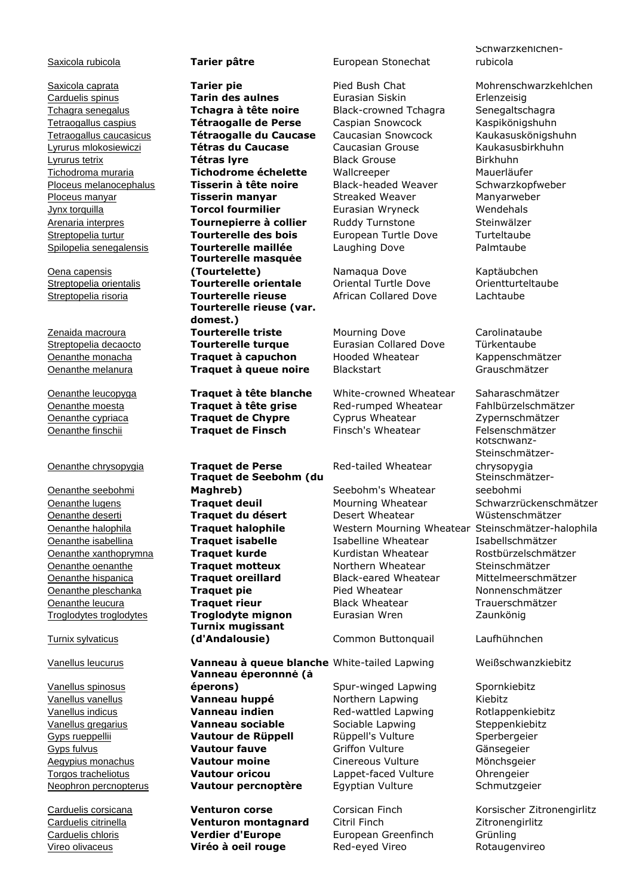| | | | |
|---|---|---|---|
| Saxicola rubicola | **Tarier pâtre** | European Stonechat | Schwarzkehlchen-rubicola |
| Saxicola caprata | **Tarier pie** | Pied Bush Chat | Mohrenschwarzkehlchen |
| Carduelis spinus | **Tarin des aulnes** | Eurasian Siskin | Erlenzeisig |
| Tchagra senegalus | **Tchagra à tête noire** | Black-crowned Tchagra | Senegaltschagra |
| Tetraogallus caspius | **Tétraogalle de Perse** | Caspian Snowcock | Kaspikönigshuhn |
| Tetraogallus caucasicus | **Tétraogalle du Caucase** | Caucasian Snowcock | Kaukasuskönigshuhn |
| Lyrurus mlokosiewiczi | **Tétras du Caucase** | Caucasian Grouse | Kaukasusbirkhuhn |
| Lyrurus tetrix | **Tétras lyre** | Black Grouse | Birkhuhn |
| Tichodroma muraria | **Tichodrome échelette** | Wallcreeper | Mauerläufer |
| Ploceus melanocephalus | **Tisserin à tête noire** | Black-headed Weaver | Schwarzkopfweber |
| Ploceus manyar | **Tisserin manyar** | Streaked Weaver | Manyarweber |
| Jynx torquilla | **Torcol fourmilier** | Eurasian Wryneck | Wendehals |
| Arenaria interpres | **Tournepierre à collier** | Ruddy Turnstone | Steinwälzer |
| Streptopelia turtur | **Tourterelle des bois** | European Turtle Dove | Turteltaube |
| Spilopelia senegalensis | **Tourterelle maillée** | Laughing Dove | Palmtaube |
| Oena capensis | **Tourterelle masquée (Tourtelette)** | Namaqua Dove | Kaptäubchen |
| Streptopelia orientalis | **Tourterelle orientale** | Oriental Turtle Dove | Orientturteltaube |
| Streptopelia risoria | **Tourterelle rieuse** | African Collared Dove | Lachtaube |
| | **Tourterelle rieuse (var. domest.)** | | |
| Zenaida macroura | **Tourterelle triste** | Mourning Dove | Carolinataube |
| Streptopelia decaocto | **Tourterelle turque** | Eurasian Collared Dove | Türkentaube |
| Oenanthe monacha | **Traquet à capuchon** | Hooded Wheatear | Kappenschmätzer |
| Oenanthe melanura | **Traquet à queue noire** | Blackstart | Grauschmätzer |
| Oenanthe leucopyga | **Traquet à tête blanche** | White-crowned Wheatear | Saharaschmätzer |
| Oenanthe moesta | **Traquet à tête grise** | Red-rumped Wheatear | Fahlbürzelschmätzer |
| Oenanthe cypriaca | **Traquet de Chypre** | Cyprus Wheatear | Zypernschmätzer |
| Oenanthe finschii | **Traquet de Finsch** | Finsch's Wheatear | Felsenschmätzer |
| Oenanthe chrysopygia | **Traquet de Perse** | Red-tailed Wheatear | Rotschwanz-Steinschmätzer-chrysopygia |
| Oenanthe seebohmi | **Traquet de Seebohm (du Maghreb)** | Seebohm's Wheatear | Steinschmätzer-seebohmi |
| Oenanthe lugens | **Traquet deuil** | Mourning Wheatear | Schwarzrückenschmätzer |
| Oenanthe deserti | **Traquet du désert** | Desert Wheatear | Wüstenschmätzer |
| Oenanthe halophila | **Traquet halophile** | Western Mourning Wheatear | Steinschmätzer-halophila |
| Oenanthe isabellina | **Traquet isabelle** | Isabelline Wheatear | Isabellschmätzer |
| Oenanthe xanthoprymna | **Traquet kurde** | Kurdistan Wheatear | Rostbürzelschmätzer |
| Oenanthe oenanthe | **Traquet motteux** | Northern Wheatear | Steinschmätzer |
| Oenanthe hispanica | **Traquet oreillard** | Black-eared Wheatear | Mittelmeerschmätzer |
| Oenanthe pleschanka | **Traquet pie** | Pied Wheatear | Nonnenschmätzer |
| Oenanthe leucura | **Traquet rieur** | Black Wheatear | Trauerschmätzer |
| Troglodytes troglodytes | **Troglodyte mignon** | Eurasian Wren | Zaunkönig |
| Turnix sylvaticus | **Turnix mugissant (d'Andalousie)** | Common Buttonquail | Laufhühnchen |
| Vanellus leucurus | **Vanneau à queue blanche** | White-tailed Lapwing | Weißschwanzkiebitz |
| Vanellus spinosus | **Vanneau éperonnné (à éperons)** | Spur-winged Lapwing | Spornkiebitz |
| Vanellus vanellus | **Vanneau huppé** | Northern Lapwing | Kiebitz |
| Vanellus indicus | **Vanneau indien** | Red-wattled Lapwing | Rotlappenkiebitz |
| Vanellus gregarius | **Vanneau sociable** | Sociable Lapwing | Steppenkiebitz |
| Gyps rueppellii | **Vautour de Rüppell** | Rüppell's Vulture | Sperbergeier |
| Gyps fulvus | **Vautour fauve** | Griffon Vulture | Gänsegeier |
| Aegypius monachus | **Vautour moine** | Cinereous Vulture | Mönchsgeier |
| Torgos tracheliotus | **Vautour oricou** | Lappet-faced Vulture | Ohrengeier |
| Neophron percnopterus | **Vautour percnoptère** | Egyptian Vulture | Schmutzgeier |
| Carduelis corsicana | **Venturon corse** | Corsican Finch | Korsischer Zitronengirlitz |
| Carduelis citrinella | **Venturon montagnard** | Citril Finch | Zitronengirlitz |
| Carduelis chloris | **Verdier d'Europe** | European Greenfinch | Grünling |
| Vireo olivaceus | **Viréo à oeil rouge** | Red-eyed Vireo | Rotaugenvireo |